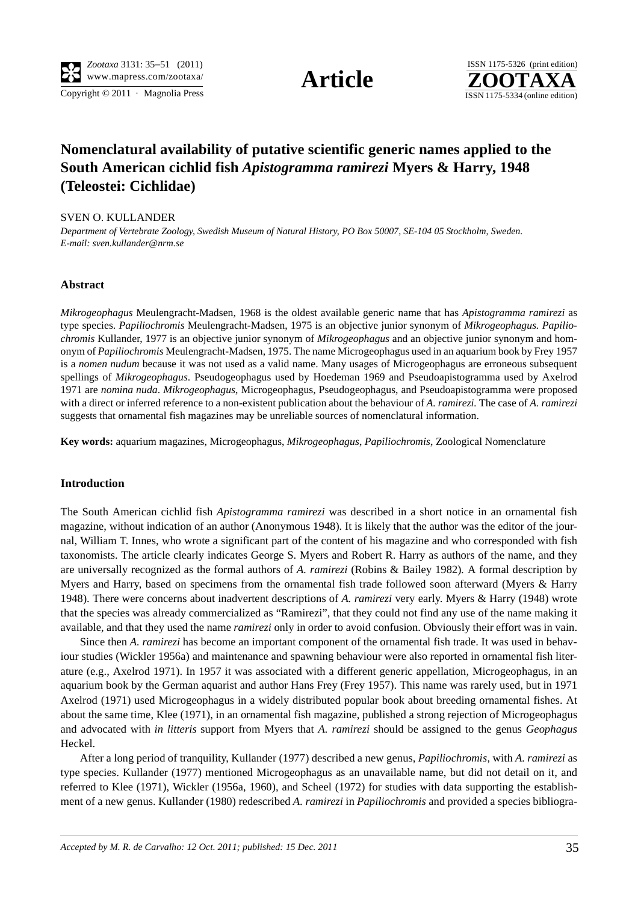# Nomenclatural availability of putative scientific generic names applied to the South American cichlid fish *Apistogramma ramirezi* Myers & Harry, 1948 (Teleostei: Cichlidae)

SVEN O. KULLANDER

*Department of Vertebrate Zoology, Swedish Museum of Natural History, PO Box 50007, SE-104 05 Stockholm, Sweden. E-mail: sven.kullander@nrm.se*

## Abstract

*Mikrogeophagus* Meulengracht-Madsen, 1968 is the oldest available generic name that has *Apistogramma ramirezi* as type species. *Papiliochromis* Meulengracht-Madsen, 1975 is an objective junior synonym of *Mikrogeophagus. Papiliochromis* Kullander, 1977 is an objective junior synonym of *Mikrogeophagus* and an objective junior synonym and homonym of *Papiliochromis* Meulengracht-Madsen, 1975. The name Microgeophagus used in an aquarium book by Frey 1957 is a *nomen nudum* because it was not used as a valid name. Many usages of Microgeophagus are erroneous subsequent spellings of *Mikrogeophagus*. Pseudogeophagus used by Hoedeman 1969 and Pseudoapistogramma used by Axelrod 1971 are *nomina nuda*. *Mikrogeophagus*, Microgeophagus, Pseudogeophagus, and Pseudoapistogramma were proposed with a direct or inferred reference to a non-existent publication about the behaviour of *A. ramirezi.* The case of *A. ramirezi* suggests that ornamental fish magazines may be unreliable sources of nomenclatural information.

**Key words:** aquarium magazines, Microgeophagus, *Mikrogeophagus*, *Papiliochromis*, Zoological Nomenclature

## Introduction

The South American cichlid fish *Apistogramma ramirezi* was described in a short notice in an ornamental fish magazine, without indication of an author (Anonymous 1948). It is likely that the author was the editor of the journal, William T. Innes, who wrote a significant part of the content of his magazine and who corresponded with fish taxonomists. The article clearly indicates George S. Myers and Robert R. Harry as authors of the name, and they are universally recognized as the formal authors of *A. ramirezi* (Robins & Bailey 1982). A formal description by Myers and Harry, based on specimens from the ornamental fish trade followed soon afterward (Myers & Harry 1948). There were concerns about inadvertent descriptions of *A. ramirezi* very early. Myers & Harry (1948) wrote that the species was already commercialized as "Ramirezi", that they could not find any use of the name making it available, and that they used the name *ramirezi* only in order to avoid confusion. Obviously their effort was in vain.

Since then *A. ramirezi* has become an important component of the ornamental fish trade. It was used in behaviour studies (Wickler 1956a) and maintenance and spawning behaviour were also reported in ornamental fish literature (e.g., Axelrod 1971). In 1957 it was associated with a different generic appellation, Microgeophagus, in an aquarium book by the German aquarist and author Hans Frey (Frey 1957). This name was rarely used, but in 1971 Axelrod (1971) used Microgeophagus in a widely distributed popular book about breeding ornamental fishes. At about the same time, Klee (1971), in an ornamental fish magazine, published a strong rejection of Microgeophagus and advocated with *in litteris* support from Myers that *A. ramirezi* should be assigned to the genus *Geophagus* Heckel.

After a long period of tranquility, Kullander (1977) described a new genus, *Papiliochromis,* with *A. ramirezi* as type species. Kullander (1977) mentioned Microgeophagus as an unavailable name, but did not detail on it, and referred to Klee (1971), Wickler (1956a, 1960), and Scheel (1972) for studies with data supporting the establishment of a new genus. Kullander (1980) redescribed *A. ramirezi* in *Papiliochromis* and provided a species bibliogra-

*Accepted by M. R. de Carvalho: 12 Oct. 2011; published: 15 Dec. 2011*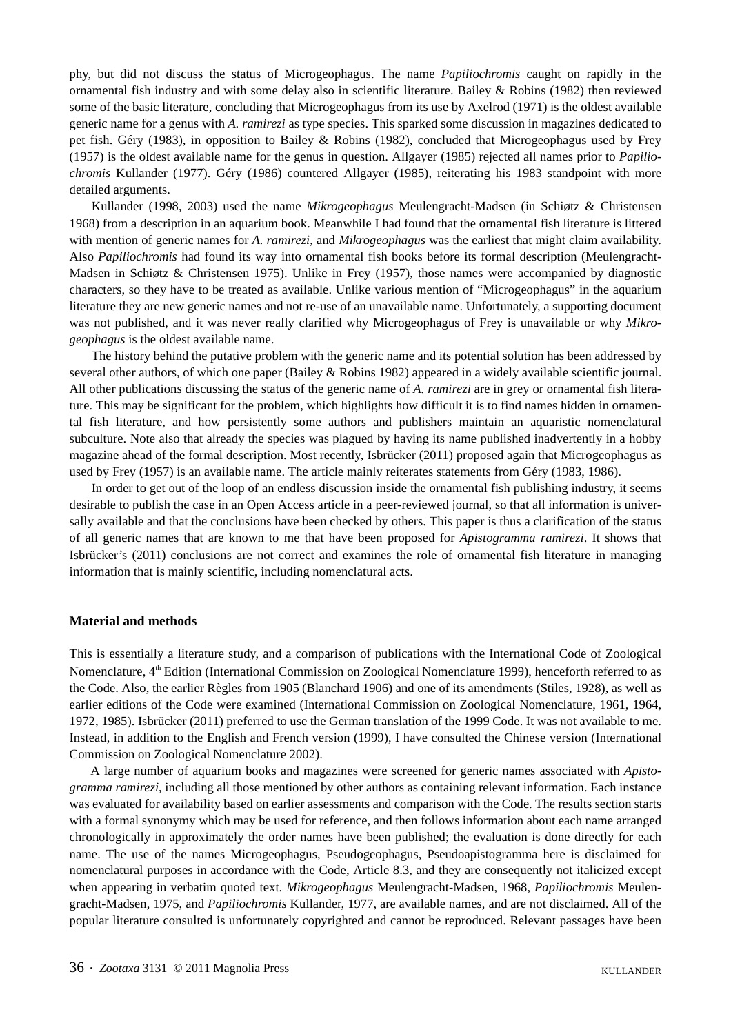phy, but did not discuss the status of Microgeophagus. The name *Papiliochromis* caught on rapidly in the ornamental fish industry and with some delay also in scientific literature. Bailey & Robins (1982) then reviewed some of the basic literature, concluding that Microgeophagus from its use by Axelrod (1971) is the oldest available generic name for a genus with *A. ramirezi* as type species. This sparked some discussion in magazines dedicated to pet fish. Géry (1983), in opposition to Bailey & Robins (1982), concluded that Microgeophagus used by Frey (1957) is the oldest available name for the genus in question. Allgayer (1985) rejected all names prior to *Papiliochromis* Kullander (1977). Géry (1986) countered Allgayer (1985), reiterating his 1983 standpoint with more detailed arguments.

Kullander (1998, 2003) used the name *Mikrogeophagus* Meulengracht-Madsen (in Schiøtz & Christensen 1968) from a description in an aquarium book. Meanwhile I had found that the ornamental fish literature is littered with mention of generic names for *A. ramirezi*, and *Mikrogeophagus* was the earliest that might claim availability. Also *Papiliochromis* had found its way into ornamental fish books before its formal description (Meulengracht-Madsen in Schiøtz & Christensen 1975). Unlike in Frey (1957), those names were accompanied by diagnostic characters, so they have to be treated as available. Unlike various mention of "Microgeophagus" in the aquarium literature they are new generic names and not re-use of an unavailable name. Unfortunately, a supporting document was not published, and it was never really clarified why Microgeophagus of Frey is unavailable or why *Mikrogeophagus* is the oldest available name.

The history behind the putative problem with the generic name and its potential solution has been addressed by several other authors, of which one paper (Bailey & Robins 1982) appeared in a widely available scientific journal. All other publications discussing the status of the generic name of *A. ramirezi* are in grey or ornamental fish literature. This may be significant for the problem, which highlights how difficult it is to find names hidden in ornamental fish literature, and how persistently some authors and publishers maintain an aquaristic nomenclatural subculture. Note also that already the species was plagued by having its name published inadvertently in a hobby magazine ahead of the formal description. Most recently, Isbrücker (2011) proposed again that Microgeophagus as used by Frey (1957) is an available name. The article mainly reiterates statements from Géry (1983, 1986).

In order to get out of the loop of an endless discussion inside the ornamental fish publishing industry, it seems desirable to publish the case in an Open Access article in a peer-reviewed journal, so that all information is universally available and that the conclusions have been checked by others. This paper is thus a clarification of the status of all generic names that are known to me that have been proposed for *Apistogramma ramirezi*. It shows that Isbrücker's (2011) conclusions are not correct and examines the role of ornamental fish literature in managing information that is mainly scientific, including nomenclatural acts.

## Material and methods

This is essentially a literature study, and a comparison of publications with the International Code of Zoological Nomenclature, 4th Edition (International Commission on Zoological Nomenclature 1999), henceforth referred to as the Code. Also, the earlier Règles from 1905 (Blanchard 1906) and one of its amendments (Stiles, 1928), as well as earlier editions of the Code were examined (International Commission on Zoological Nomenclature, 1961, 1964, 1972, 1985). Isbrücker (2011) preferred to use the German translation of the 1999 Code. It was not available to me. Instead, in addition to the English and French version (1999), I have consulted the Chinese version (International Commission on Zoological Nomenclature 2002).

A large number of aquarium books and magazines were screened for generic names associated with *Apistogramma ramirezi*, including all those mentioned by other authors as containing relevant information. Each instance was evaluated for availability based on earlier assessments and comparison with the Code. The results section starts with a formal synonymy which may be used for reference, and then follows information about each name arranged chronologically in approximately the order names have been published; the evaluation is done directly for each name. The use of the names Microgeophagus, Pseudogeophagus, Pseudoapistogramma here is disclaimed for nomenclatural purposes in accordance with the Code, Article 8.3, and they are consequently not italicized except when appearing in verbatim quoted text. *Mikrogeophagus* Meulengracht-Madsen, 1968, *Papiliochromis* Meulengracht-Madsen, 1975, and *Papiliochromis* Kullander, 1977, are available names, and are not disclaimed. All of the popular literature consulted is unfortunately copyrighted and cannot be reproduced. Relevant passages have been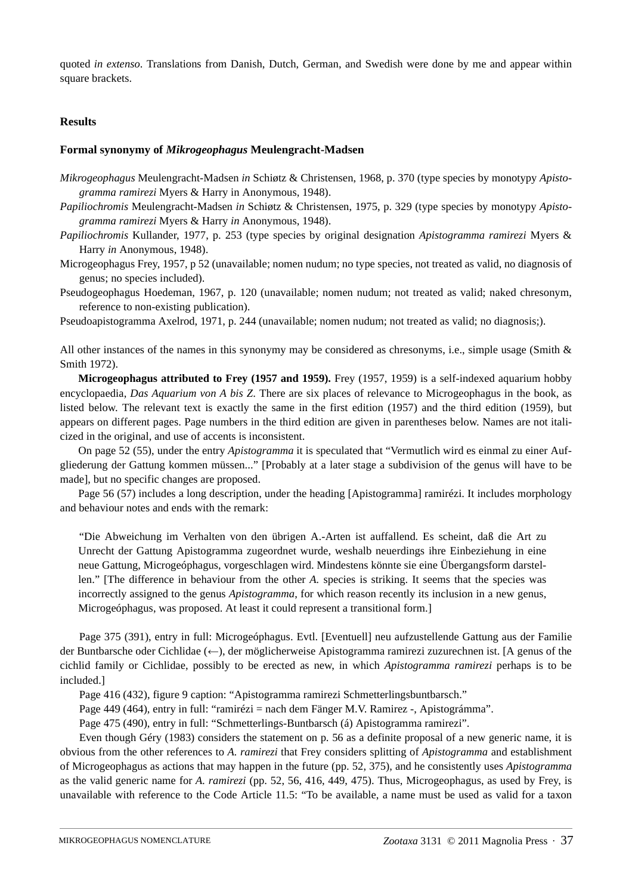quoted *in extenso*. Translations from Danish, Dutch, German, and Swedish were done by me and appear within square brackets.

## Results

### Formal synonymy of *Mikrogeophagus* Meulengracht-Madsen

*Mikrogeophagus* Meulengracht-Madsen *in* Schiøtz & Christensen, 1968, p. 370 (type species by monotypy *Apistogramma ramirezi* Myers & Harry in Anonymous, 1948).

*Papiliochromis* Meulengracht-Madsen *in* Schiøtz & Christensen, 1975, p. 329 (type species by monotypy *Apistogramma ramirezi* Myers & Harry *in* Anonymous, 1948).

*Papiliochromis* Kullander, 1977, p. 253 (type species by original designation *Apistogramma ramirezi* Myers & Harry *in* Anonymous, 1948).

Microgeophagus Frey, 1957, p 52 (unavailable; nomen nudum; no type species, not treated as valid, no diagnosis of genus; no species included).

Pseudogeophagus Hoedeman, 1967, p. 120 (unavailable; nomen nudum; not treated as valid; naked chresonym, reference to non-existing publication).

Pseudoapistogramma Axelrod, 1971, p. 244 (unavailable; nomen nudum; not treated as valid; no diagnosis;).

All other instances of the names in this synonymy may be considered as chresonyms, i.e., simple usage (Smith & Smith 1972).

**Microgeophagus attributed to Frey (1957 and 1959).** Frey (1957, 1959) is a self-indexed aquarium hobby encyclopaedia, *Das Aquarium von A bis Z*. There are six places of relevance to Microgeophagus in the book, as listed below. The relevant text is exactly the same in the first edition (1957) and the third edition (1959), but appears on different pages. Page numbers in the third edition are given in parentheses below. Names are not italicized in the original, and use of accents is inconsistent.

On page 52 (55), under the entry *Apistogramma* it is speculated that "Vermutlich wird es einmal zu einer Aufgliederung der Gattung kommen müssen..." [Probably at a later stage a subdivision of the genus will have to be made], but no specific changes are proposed.

Page 56 (57) includes a long description, under the heading [Apistogramma] ramirézi. It includes morphology and behaviour notes and ends with the remark:

> "Die Abweichung im Verhalten von den übrigen A.-Arten ist auffallend. Es scheint, daß die Art zu Unrecht der Gattung Apistogramma zugeordnet wurde, weshalb neuerdings ihre Einbeziehung in eine neue Gattung, Microgeóphagus, vorgeschlagen wird. Mindestens könnte sie eine Übergangsform darstellen." [The difference in behaviour from the other *A.* species is striking. It seems that the species was incorrectly assigned to the genus *Apistogramma*, for which reason recently its inclusion in a new genus, Microgeóphagus, was proposed. At least it could represent a transitional form.]

Page 375 (391), entry in full: Microgeóphagus. Evtl. [Eventuell] neu aufzustellende Gattung aus der Familie der Buntbarsche oder Cichlidae (←), der möglicherweise Apistogramma ramirezi zuzurechnen ist. [A genus of the cichlid family or Cichlidae, possibly to be erected as new, in which *Apistogramma ramirezi* perhaps is to be included.]

Page 416 (432), figure 9 caption: "Apistogramma ramirezi Schmetterlingsbuntbarsch."

Page 449 (464), entry in full: "ramirézi = nach dem Fänger M.V. Ramirez -, Apistográmma".

Page 475 (490), entry in full: "Schmetterlings-Buntbarsch (á) Apistogramma ramirezi".

Even though Géry (1983) considers the statement on p. 56 as a definite proposal of a new generic name, it is obvious from the other references to *A. ramirezi* that Frey considers splitting of *Apistogramma* and establishment of Microgeophagus as actions that may happen in the future (pp. 52, 375), and he consistently uses *Apistogramma* as the valid generic name for *A. ramirezi* (pp. 52, 56, 416, 449, 475). Thus, Microgeophagus, as used by Frey, is unavailable with reference to the Code Article 11.5: "To be available, a name must be used as valid for a taxon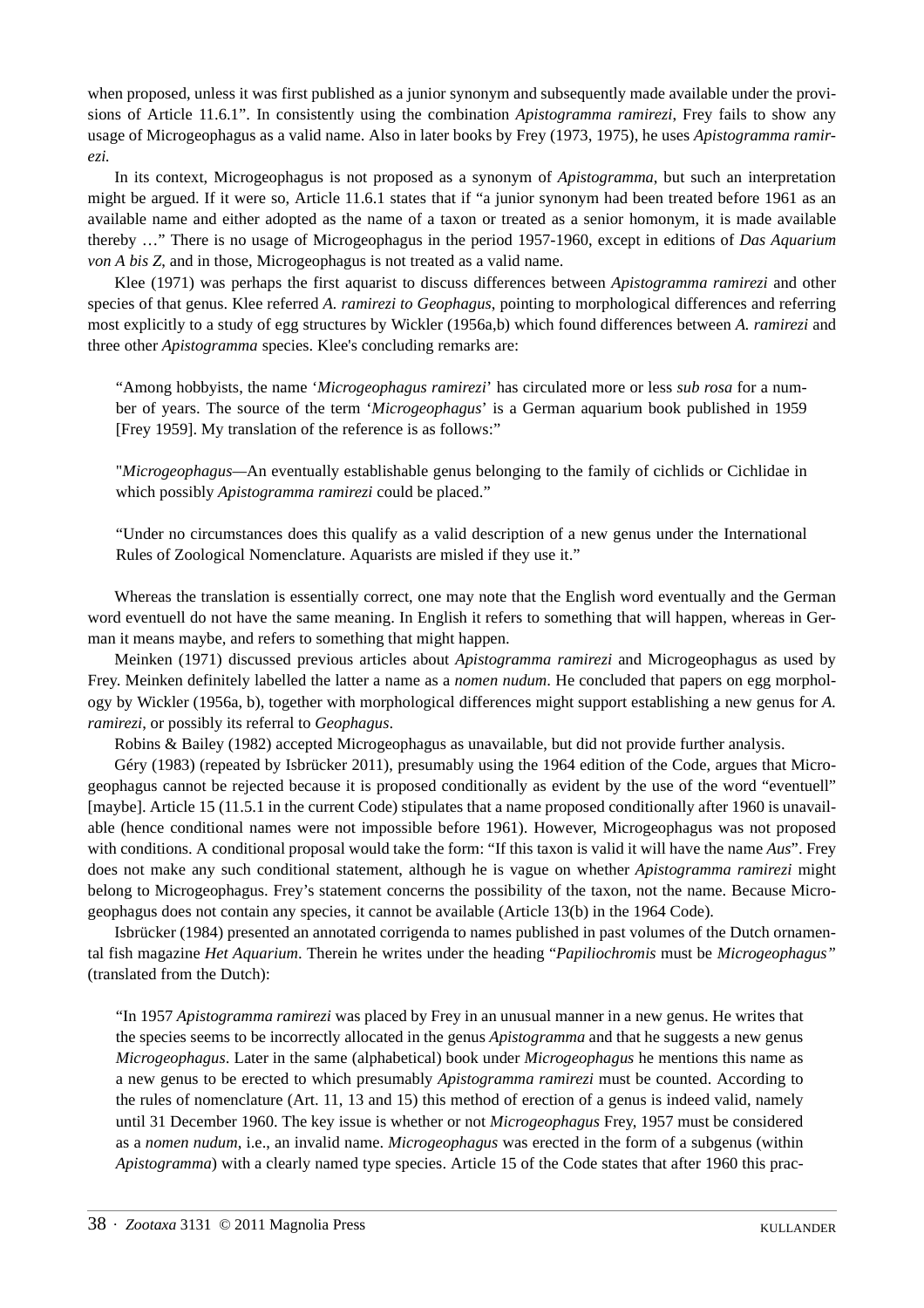when proposed, unless it was first published as a junior synonym and subsequently made available under the provisions of Article 11.6.1". In consistently using the combination *Apistogramma ramirezi*, Frey fails to show any usage of Microgeophagus as a valid name. Also in later books by Frey (1973, 1975), he uses *Apistogramma ramirezi.*

In its context, Microgeophagus is not proposed as a synonym of *Apistogramma*, but such an interpretation might be argued. If it were so, Article 11.6.1 states that if "a junior synonym had been treated before 1961 as an available name and either adopted as the name of a taxon or treated as a senior homonym, it is made available thereby …" There is no usage of Microgeophagus in the period 1957-1960, except in editions of *Das Aquarium von A bis Z*, and in those, Microgeophagus is not treated as a valid name.

Klee (1971) was perhaps the first aquarist to discuss differences between *Apistogramma ramirezi* and other species of that genus. Klee referred *A. ramirezi to Geophagus*, pointing to morphological differences and referring most explicitly to a study of egg structures by Wickler (1956a,b) which found differences between *A. ramirezi* and three other *Apistogramma* species. Klee's concluding remarks are:

> "Among hobbyists, the name '*Microgeophagus ramirezi*' has circulated more or less *sub rosa* for a number of years. The source of the term '*Microgeophagus*' is a German aquarium book published in 1959 [Frey 1959]. My translation of the reference is as follows:"
>
> "*Microgeophagus*—An eventually establishable genus belonging to the family of cichlids or Cichlidae in which possibly *Apistogramma ramirezi* could be placed."
>
> "Under no circumstances does this qualify as a valid description of a new genus under the International Rules of Zoological Nomenclature. Aquarists are misled if they use it."

Whereas the translation is essentially correct, one may note that the English word eventually and the German word eventuell do not have the same meaning. In English it refers to something that will happen, whereas in German it means maybe, and refers to something that might happen.

Meinken (1971) discussed previous articles about *Apistogramma ramirezi* and Microgeophagus as used by Frey. Meinken definitely labelled the latter a name as a *nomen nudum*. He concluded that papers on egg morphology by Wickler (1956a, b), together with morphological differences might support establishing a new genus for *A. ramirezi*, or possibly its referral to *Geophagus*.

Robins & Bailey (1982) accepted Microgeophagus as unavailable, but did not provide further analysis.

Géry (1983) (repeated by Isbrücker 2011), presumably using the 1964 edition of the Code, argues that Microgeophagus cannot be rejected because it is proposed conditionally as evident by the use of the word "eventuell" [maybe]. Article 15 (11.5.1 in the current Code) stipulates that a name proposed conditionally after 1960 is unavailable (hence conditional names were not impossible before 1961). However, Microgeophagus was not proposed with conditions. A conditional proposal would take the form: "If this taxon is valid it will have the name *Aus*". Frey does not make any such conditional statement, although he is vague on whether *Apistogramma ramirezi* might belong to Microgeophagus. Frey's statement concerns the possibility of the taxon, not the name. Because Microgeophagus does not contain any species, it cannot be available (Article 13(b) in the 1964 Code).

Isbrücker (1984) presented an annotated corrigenda to names published in past volumes of the Dutch ornamental fish magazine *Het Aquarium*. Therein he writes under the heading "*Papiliochromis* must be *Microgeophagus"* (translated from the Dutch):

> "In 1957 *Apistogramma ramirezi* was placed by Frey in an unusual manner in a new genus. He writes that the species seems to be incorrectly allocated in the genus *Apistogramma* and that he suggests a new genus *Microgeophagus*. Later in the same (alphabetical) book under *Microgeophagus* he mentions this name as a new genus to be erected to which presumably *Apistogramma ramirezi* must be counted. According to the rules of nomenclature (Art. 11, 13 and 15) this method of erection of a genus is indeed valid, namely until 31 December 1960. The key issue is whether or not *Microgeophagus* Frey, 1957 must be considered as a *nomen nudum*, i.e., an invalid name. *Microgeophagus* was erected in the form of a subgenus (within *Apistogramma*) with a clearly named type species. Article 15 of the Code states that after 1960 this prac-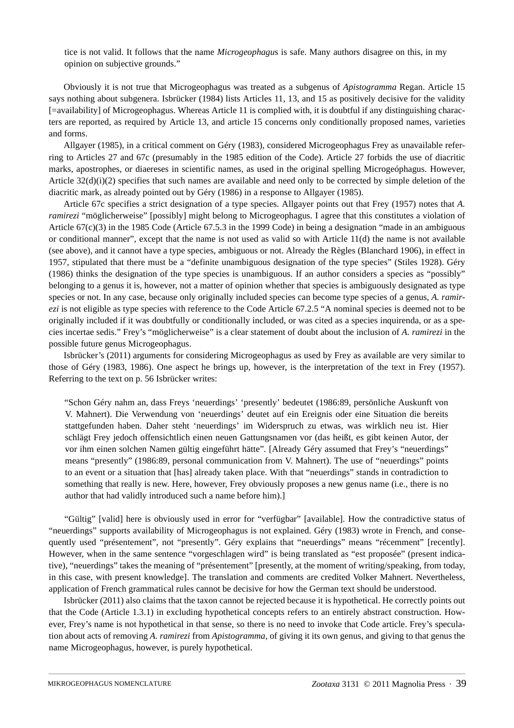tice is not valid. It follows that the name *Microgeophagus* is safe. Many authors disagree on this, in my opinion on subjective grounds."

Obviously it is not true that Microgeophagus was treated as a subgenus of *Apistogramma* Regan. Article 15 says nothing about subgenera. Isbrücker (1984) lists Articles 11, 13, and 15 as positively decisive for the validity [=availability] of Microgeophagus. Whereas Article 11 is complied with, it is doubtful if any distinguishing characters are reported, as required by Article 13, and article 15 concerns only conditionally proposed names, varieties and forms.

Allgayer (1985), in a critical comment on Géry (1983), considered Microgeophagus Frey as unavailable referring to Articles 27 and 67c (presumably in the 1985 edition of the Code). Article 27 forbids the use of diacritic marks, apostrophes, or diaereses in scientific names, as used in the original spelling Microgeóphagus. However, Article 32(d)(i)(2) specifies that such names are available and need only to be corrected by simple deletion of the diacritic mark, as already pointed out by Géry (1986) in a response to Allgayer (1985).

Article 67c specifies a strict designation of a type species. Allgayer points out that Frey (1957) notes that *A. ramirezi* "möglicherweise" [possibly] might belong to Microgeophagus. I agree that this constitutes a violation of Article 67(c)(3) in the 1985 Code (Article 67.5.3 in the 1999 Code) in being a designation "made in an ambiguous or conditional manner", except that the name is not used as valid so with Article 11(d) the name is not available (see above), and it cannot have a type species, ambiguous or not. Already the Règles (Blanchard 1906), in effect in 1957, stipulated that there must be a "definite unambiguous designation of the type species" (Stiles 1928). Géry (1986) thinks the designation of the type species is unambiguous. If an author considers a species as "possibly" belonging to a genus it is, however, not a matter of opinion whether that species is ambiguously designated as type species or not. In any case, because only originally included species can become type species of a genus, *A. ramirezi* is not eligible as type species with reference to the Code Article 67.2.5 "A nominal species is deemed not to be originally included if it was doubtfully or conditionally included, or was cited as a species inquirenda, or as a species incertae sedis." Frey's "möglicherweise" is a clear statement of doubt about the inclusion of *A. ramirezi* in the possible future genus Microgeophagus.

Isbrücker's (2011) arguments for considering Microgeophagus as used by Frey as available are very similar to those of Géry (1983, 1986). One aspect he brings up, however, is the interpretation of the text in Frey (1957). Referring to the text on p. 56 Isbrücker writes:

> "Schon Géry nahm an, dass Freys 'neuerdings' 'presently' bedeutet (1986:89, persönliche Auskunft von V. Mahnert). Die Verwendung von 'neuerdings' deutet auf ein Ereignis oder eine Situation die bereits stattgefunden haben. Daher steht 'neuerdings' im Widerspruch zu etwas, was wirklich neu ist. Hier schlägt Frey jedoch offensichtlich einen neuen Gattungsnamen vor (das heißt, es gibt keinen Autor, der vor ihm einen solchen Namen gültig eingeführt hätte". [Already Géry assumed that Frey's "neuerdings" means "presently" (1986:89, personal communication from V. Mahnert). The use of "neuerdings" points to an event or a situation that [has] already taken place. With that "neuerdings" stands in contradiction to something that really is new. Here, however, Frey obviously proposes a new genus name (i.e., there is no author that had validly introduced such a name before him).]

"Gültig" [valid] here is obviously used in error for "verfügbar" [available]. How the contradictive status of "neuerdings" supports availability of Microgeophagus is not explained. Géry (1983) wrote in French, and consequently used "présentement", not "presently". Géry explains that "neuerdings" means "récemment" [recently]. However, when in the same sentence "vorgeschlagen wird" is being translated as "est proposée" (present indicative), "neuerdings" takes the meaning of "présentement" [presently, at the moment of writing/speaking, from today, in this case, with present knowledge]. The translation and comments are credited Volker Mahnert. Nevertheless, application of French grammatical rules cannot be decisive for how the German text should be understood.

Isbrücker (2011) also claims that the taxon cannot be rejected because it is hypothetical. He correctly points out that the Code (Article 1.3.1) in excluding hypothetical concepts refers to an entirely abstract construction. However, Frey's name is not hypothetical in that sense, so there is no need to invoke that Code article. Frey's speculation about acts of removing *A. ramirezi* from *Apistogramma*, of giving it its own genus, and giving to that genus the name Microgeophagus, however, is purely hypothetical.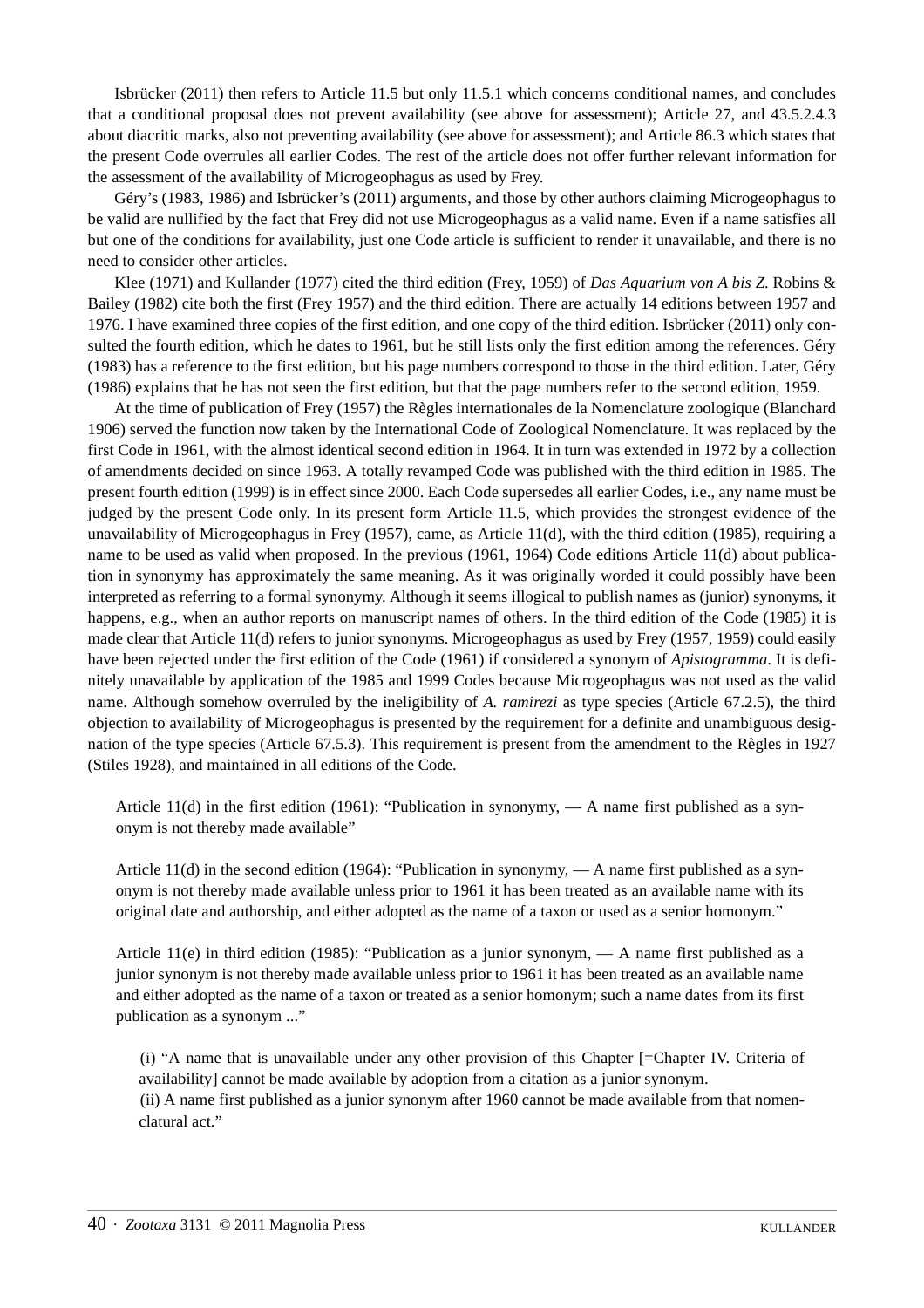Isbrücker (2011) then refers to Article 11.5 but only 11.5.1 which concerns conditional names, and concludes that a conditional proposal does not prevent availability (see above for assessment); Article 27, and 43.5.2.4.3 about diacritic marks, also not preventing availability (see above for assessment); and Article 86.3 which states that the present Code overrules all earlier Codes. The rest of the article does not offer further relevant information for the assessment of the availability of Microgeophagus as used by Frey.

Géry's (1983, 1986) and Isbrücker's (2011) arguments, and those by other authors claiming Microgeophagus to be valid are nullified by the fact that Frey did not use Microgeophagus as a valid name. Even if a name satisfies all but one of the conditions for availability, just one Code article is sufficient to render it unavailable, and there is no need to consider other articles.

Klee (1971) and Kullander (1977) cited the third edition (Frey, 1959) of *Das Aquarium von A bis Z*. Robins & Bailey (1982) cite both the first (Frey 1957) and the third edition. There are actually 14 editions between 1957 and 1976. I have examined three copies of the first edition, and one copy of the third edition. Isbrücker (2011) only consulted the fourth edition, which he dates to 1961, but he still lists only the first edition among the references. Géry (1983) has a reference to the first edition, but his page numbers correspond to those in the third edition. Later, Géry (1986) explains that he has not seen the first edition, but that the page numbers refer to the second edition, 1959.

At the time of publication of Frey (1957) the Règles internationales de la Nomenclature zoologique (Blanchard 1906) served the function now taken by the International Code of Zoological Nomenclature. It was replaced by the first Code in 1961, with the almost identical second edition in 1964. It in turn was extended in 1972 by a collection of amendments decided on since 1963. A totally revamped Code was published with the third edition in 1985. The present fourth edition (1999) is in effect since 2000. Each Code supersedes all earlier Codes, i.e., any name must be judged by the present Code only. In its present form Article 11.5, which provides the strongest evidence of the unavailability of Microgeophagus in Frey (1957), came, as Article 11(d), with the third edition (1985), requiring a name to be used as valid when proposed. In the previous (1961, 1964) Code editions Article 11(d) about publication in synonymy has approximately the same meaning. As it was originally worded it could possibly have been interpreted as referring to a formal synonymy. Although it seems illogical to publish names as (junior) synonyms, it happens, e.g., when an author reports on manuscript names of others. In the third edition of the Code (1985) it is made clear that Article 11(d) refers to junior synonyms. Microgeophagus as used by Frey (1957, 1959) could easily have been rejected under the first edition of the Code (1961) if considered a synonym of *Apistogramma*. It is definitely unavailable by application of the 1985 and 1999 Codes because Microgeophagus was not used as the valid name. Although somehow overruled by the ineligibility of *A. ramirezi* as type species (Article 67.2.5), the third objection to availability of Microgeophagus is presented by the requirement for a definite and unambiguous designation of the type species (Article 67.5.3). This requirement is present from the amendment to the Règles in 1927 (Stiles 1928), and maintained in all editions of the Code.

> Article 11(d) in the first edition (1961): "Publication in synonymy, — A name first published as a synonym is not thereby made available"
>
> Article 11(d) in the second edition (1964): "Publication in synonymy, — A name first published as a synonym is not thereby made available unless prior to 1961 it has been treated as an available name with its original date and authorship, and either adopted as the name of a taxon or used as a senior homonym."
>
> Article 11(e) in third edition (1985): "Publication as a junior synonym, — A name first published as a junior synonym is not thereby made available unless prior to 1961 it has been treated as an available name and either adopted as the name of a taxon or treated as a senior homonym; such a name dates from its first publication as a synonym ..."
>
> > (i) "A name that is unavailable under any other provision of this Chapter [=Chapter IV. Criteria of availability] cannot be made available by adoption from a citation as a junior synonym.
> > (ii) A name first published as a junior synonym after 1960 cannot be made available from that nomenclatural act."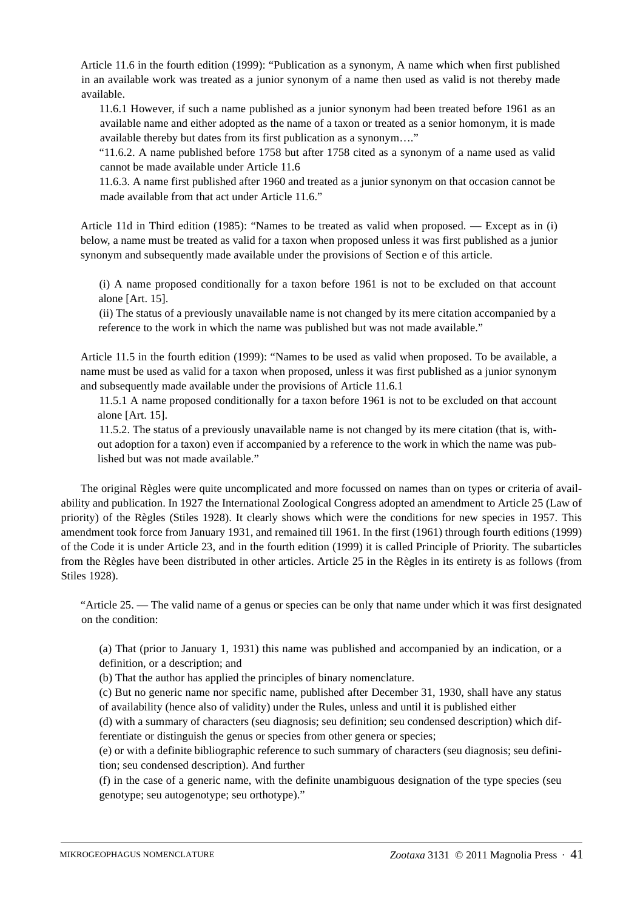Article 11.6 in the fourth edition (1999): "Publication as a synonym, A name which when first published in an available work was treated as a junior synonym of a name then used as valid is not thereby made available.

11.6.1 However, if such a name published as a junior synonym had been treated before 1961 as an available name and either adopted as the name of a taxon or treated as a senior homonym, it is made available thereby but dates from its first publication as a synonym…."

"11.6.2. A name published before 1758 but after 1758 cited as a synonym of a name used as valid cannot be made available under Article 11.6

11.6.3. A name first published after 1960 and treated as a junior synonym on that occasion cannot be made available from that act under Article 11.6."

Article 11d in Third edition (1985): "Names to be treated as valid when proposed. — Except as in (i) below, a name must be treated as valid for a taxon when proposed unless it was first published as a junior synonym and subsequently made available under the provisions of Section e of this article.

(i) A name proposed conditionally for a taxon before 1961 is not to be excluded on that account alone [Art. 15].

(ii) The status of a previously unavailable name is not changed by its mere citation accompanied by a reference to the work in which the name was published but was not made available."

Article 11.5 in the fourth edition (1999): "Names to be used as valid when proposed. To be available, a name must be used as valid for a taxon when proposed, unless it was first published as a junior synonym and subsequently made available under the provisions of Article 11.6.1

11.5.1 A name proposed conditionally for a taxon before 1961 is not to be excluded on that account alone [Art. 15].

11.5.2. The status of a previously unavailable name is not changed by its mere citation (that is, without adoption for a taxon) even if accompanied by a reference to the work in which the name was published but was not made available."

The original Règles were quite uncomplicated and more focussed on names than on types or criteria of availability and publication. In 1927 the International Zoological Congress adopted an amendment to Article 25 (Law of priority) of the Règles (Stiles 1928). It clearly shows which were the conditions for new species in 1957. This amendment took force from January 1931, and remained till 1961. In the first (1961) through fourth editions (1999) of the Code it is under Article 23, and in the fourth edition (1999) it is called Principle of Priority. The subarticles from the Règles have been distributed in other articles. Article 25 in the Règles in its entirety is as follows (from Stiles 1928).

"Article 25. — The valid name of a genus or species can be only that name under which it was first designated on the condition:

(a) That (prior to January 1, 1931) this name was published and accompanied by an indication, or a definition, or a description; and

(b) That the author has applied the principles of binary nomenclature.

(c) But no generic name nor specific name, published after December 31, 1930, shall have any status of availability (hence also of validity) under the Rules, unless and until it is published either

(d) with a summary of characters (seu diagnosis; seu definition; seu condensed description) which differentiate or distinguish the genus or species from other genera or species;

(e) or with a definite bibliographic reference to such summary of characters (seu diagnosis; seu definition; seu condensed description). And further

(f) in the case of a generic name, with the definite unambiguous designation of the type species (seu genotype; seu autogenotype; seu orthotype)."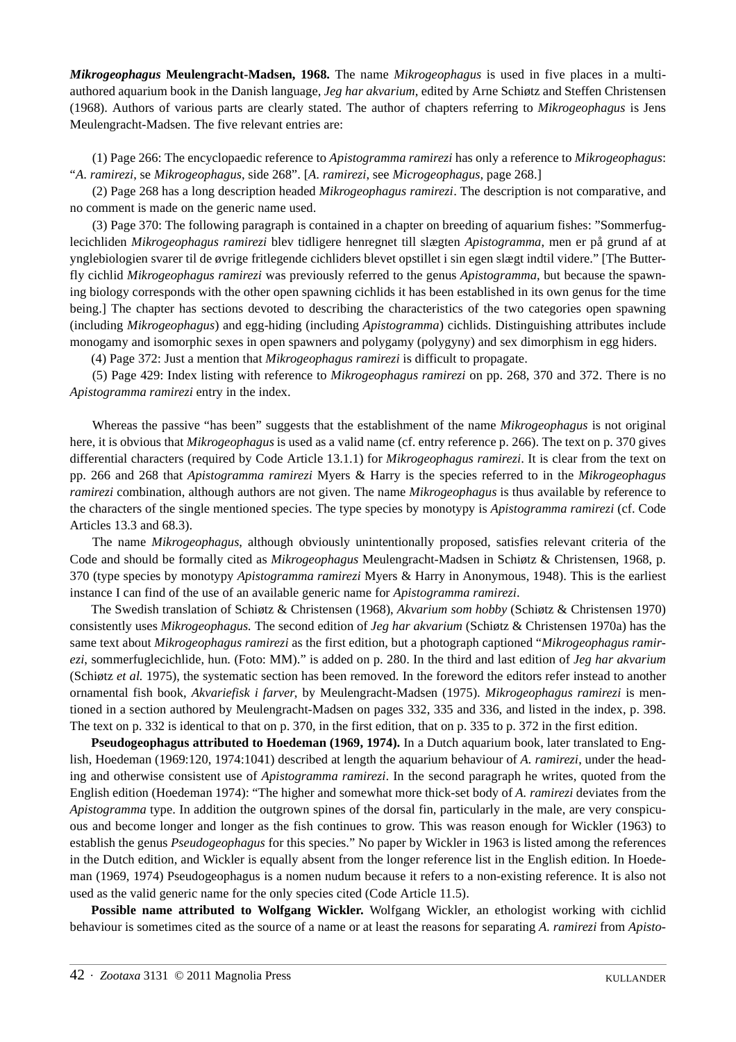***Mikrogeophagus*** **Meulengracht-Madsen, 1968.** The name *Mikrogeophagus* is used in five places in a multi-authored aquarium book in the Danish language, *Jeg har akvarium*, edited by Arne Schiøtz and Steffen Christensen (1968). Authors of various parts are clearly stated. The author of chapters referring to *Mikrogeophagus* is Jens Meulengracht-Madsen. The five relevant entries are:

(1) Page 266: The encyclopaedic reference to *Apistogramma ramirezi* has only a reference to *Mikrogeophagus*: "*A. ramirezi*, se *Mikrogeophagus*, side 268". [*A. ramirezi*, see *Microgeophagus,* page 268.]

(2) Page 268 has a long description headed *Mikrogeophagus ramirezi*. The description is not comparative, and no comment is made on the generic name used.

(3) Page 370: The following paragraph is contained in a chapter on breeding of aquarium fishes: "Sommerfuglecichliden *Mikrogeophagus ramirezi* blev tidligere henregnet till slægten *Apistogramma*, men er på grund af at ynglebiologien svarer til de øvrige fritlegende cichliders blevet opstillet i sin egen slægt indtil videre." [The Butterfly cichlid *Mikrogeophagus ramirezi* was previously referred to the genus *Apistogramma*, but because the spawning biology corresponds with the other open spawning cichlids it has been established in its own genus for the time being.] The chapter has sections devoted to describing the characteristics of the two categories open spawning (including *Mikrogeophagus*) and egg-hiding (including *Apistogramma*) cichlids. Distinguishing attributes include monogamy and isomorphic sexes in open spawners and polygamy (polygyny) and sex dimorphism in egg hiders.

(4) Page 372: Just a mention that *Mikrogeophagus ramirezi* is difficult to propagate.

(5) Page 429: Index listing with reference to *Mikrogeophagus ramirezi* on pp. 268, 370 and 372. There is no *Apistogramma ramirezi* entry in the index.

Whereas the passive "has been" suggests that the establishment of the name *Mikrogeophagus* is not original here, it is obvious that *Mikrogeophagus* is used as a valid name (cf. entry reference p. 266). The text on p. 370 gives differential characters (required by Code Article 13.1.1) for *Mikrogeophagus ramirezi*. It is clear from the text on pp. 266 and 268 that *Apistogramma ramirezi* Myers & Harry is the species referred to in the *Mikrogeophagus ramirezi* combination, although authors are not given. The name *Mikrogeophagus* is thus available by reference to the characters of the single mentioned species. The type species by monotypy is *Apistogramma ramirezi* (cf. Code Articles 13.3 and 68.3).

The name *Mikrogeophagus*, although obviously unintentionally proposed, satisfies relevant criteria of the Code and should be formally cited as *Mikrogeophagus* Meulengracht-Madsen in Schiøtz & Christensen, 1968, p. 370 (type species by monotypy *Apistogramma ramirezi* Myers & Harry in Anonymous, 1948). This is the earliest instance I can find of the use of an available generic name for *Apistogramma ramirezi*.

The Swedish translation of Schiøtz & Christensen (1968), *Akvarium som hobby* (Schiøtz & Christensen 1970) consistently uses *Mikrogeophagus.* The second edition of *Jeg har akvarium* (Schiøtz & Christensen 1970a) has the same text about *Mikrogeophagus ramirezi* as the first edition, but a photograph captioned "*Mikrogeophagus ramirezi*, sommerfuglecichlide, hun. (Foto: MM)." is added on p. 280. In the third and last edition of *Jeg har akvarium* (Schiøtz *et al.* 1975), the systematic section has been removed. In the foreword the editors refer instead to another ornamental fish book, *Akvariefisk i farver*, by Meulengracht-Madsen (1975). *Mikrogeophagus ramirezi* is mentioned in a section authored by Meulengracht-Madsen on pages 332, 335 and 336, and listed in the index, p. 398. The text on p. 332 is identical to that on p. 370, in the first edition, that on p. 335 to p. 372 in the first edition.

**Pseudogeophagus attributed to Hoedeman (1969, 1974).** In a Dutch aquarium book, later translated to English, Hoedeman (1969:120, 1974:1041) described at length the aquarium behaviour of *A. ramirezi*, under the heading and otherwise consistent use of *Apistogramma ramirezi*. In the second paragraph he writes, quoted from the English edition (Hoedeman 1974): "The higher and somewhat more thick-set body of *A. ramirezi* deviates from the *Apistogramma* type. In addition the outgrown spines of the dorsal fin, particularly in the male, are very conspicuous and become longer and longer as the fish continues to grow. This was reason enough for Wickler (1963) to establish the genus *Pseudogeophagus* for this species." No paper by Wickler in 1963 is listed among the references in the Dutch edition, and Wickler is equally absent from the longer reference list in the English edition. In Hoedeman (1969, 1974) Pseudogeophagus is a nomen nudum because it refers to a non-existing reference. It is also not used as the valid generic name for the only species cited (Code Article 11.5).

**Possible name attributed to Wolfgang Wickler.** Wolfgang Wickler, an ethologist working with cichlid behaviour is sometimes cited as the source of a name or at least the reasons for separating *A. ramirezi* from *Apisto-*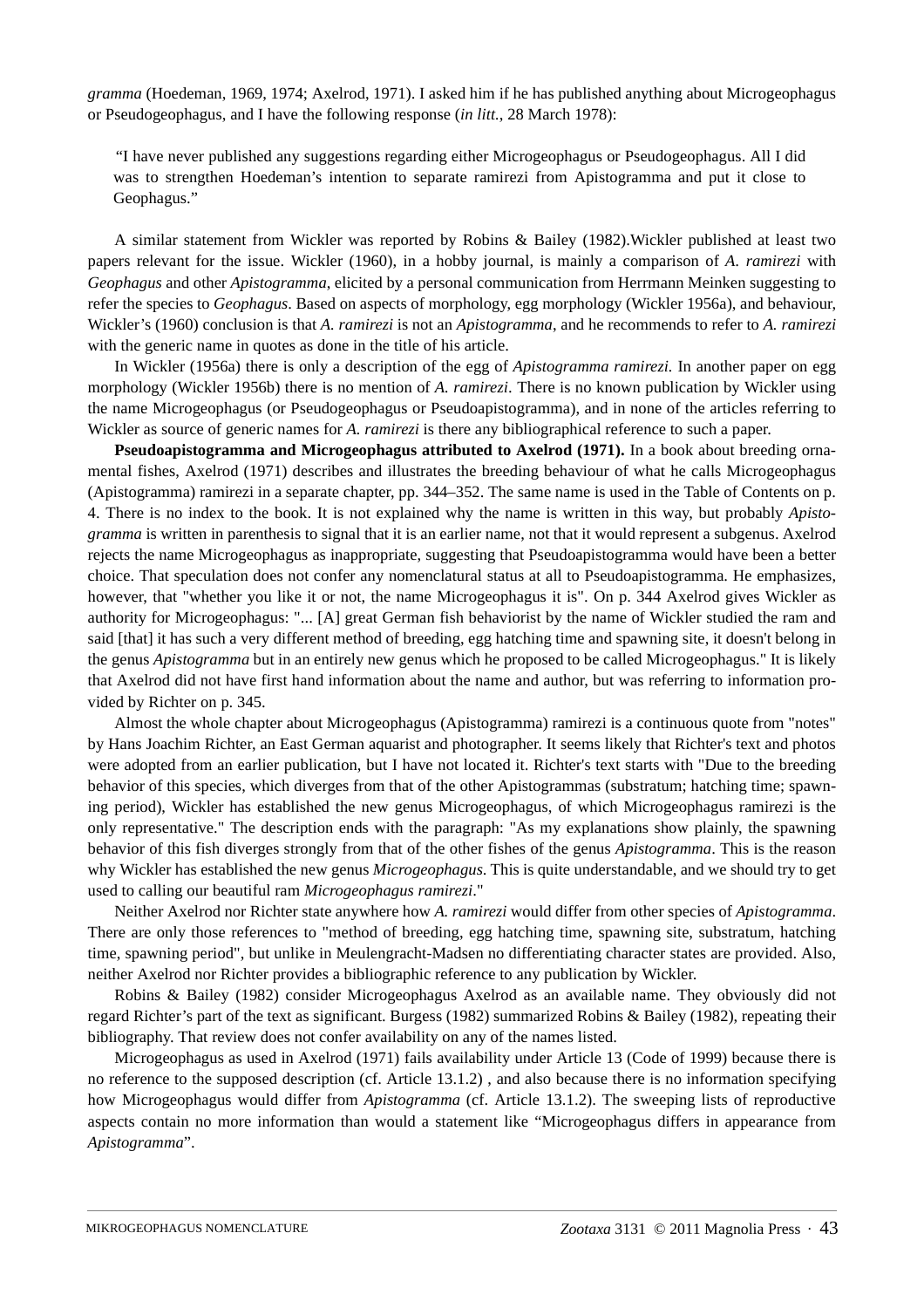*gramma* (Hoedeman, 1969, 1974; Axelrod, 1971). I asked him if he has published anything about Microgeophagus or Pseudogeophagus, and I have the following response (*in litt.*, 28 March 1978):

> "I have never published any suggestions regarding either Microgeophagus or Pseudogeophagus. All I did was to strengthen Hoedeman's intention to separate ramirezi from Apistogramma and put it close to Geophagus."

A similar statement from Wickler was reported by Robins & Bailey (1982).Wickler published at least two papers relevant for the issue. Wickler (1960), in a hobby journal, is mainly a comparison of *A. ramirezi* with *Geophagus* and other *Apistogramma*, elicited by a personal communication from Herrmann Meinken suggesting to refer the species to *Geophagus*. Based on aspects of morphology, egg morphology (Wickler 1956a), and behaviour, Wickler's (1960) conclusion is that *A. ramirezi* is not an *Apistogramma*, and he recommends to refer to *A. ramirezi* with the generic name in quotes as done in the title of his article.

In Wickler (1956a) there is only a description of the egg of *Apistogramma ramirezi.* In another paper on egg morphology (Wickler 1956b) there is no mention of *A. ramirezi*. There is no known publication by Wickler using the name Microgeophagus (or Pseudogeophagus or Pseudoapistogramma), and in none of the articles referring to Wickler as source of generic names for *A. ramirezi* is there any bibliographical reference to such a paper.

**Pseudoapistogramma and Microgeophagus attributed to Axelrod (1971).** In a book about breeding ornamental fishes, Axelrod (1971) describes and illustrates the breeding behaviour of what he calls Microgeophagus (Apistogramma) ramirezi in a separate chapter, pp. 344–352. The same name is used in the Table of Contents on p. 4. There is no index to the book. It is not explained why the name is written in this way, but probably *Apistogramma* is written in parenthesis to signal that it is an earlier name, not that it would represent a subgenus. Axelrod rejects the name Microgeophagus as inappropriate, suggesting that Pseudoapistogramma would have been a better choice. That speculation does not confer any nomenclatural status at all to Pseudoapistogramma. He emphasizes, however, that "whether you like it or not, the name Microgeophagus it is". On p. 344 Axelrod gives Wickler as authority for Microgeophagus: "... [A] great German fish behaviorist by the name of Wickler studied the ram and said [that] it has such a very different method of breeding, egg hatching time and spawning site, it doesn't belong in the genus *Apistogramma* but in an entirely new genus which he proposed to be called Microgeophagus." It is likely that Axelrod did not have first hand information about the name and author, but was referring to information provided by Richter on p. 345.

Almost the whole chapter about Microgeophagus (Apistogramma) ramirezi is a continuous quote from "notes" by Hans Joachim Richter, an East German aquarist and photographer. It seems likely that Richter's text and photos were adopted from an earlier publication, but I have not located it. Richter's text starts with "Due to the breeding behavior of this species, which diverges from that of the other Apistogrammas (substratum; hatching time; spawning period), Wickler has established the new genus Microgeophagus, of which Microgeophagus ramirezi is the only representative." The description ends with the paragraph: "As my explanations show plainly, the spawning behavior of this fish diverges strongly from that of the other fishes of the genus *Apistogramma*. This is the reason why Wickler has established the new genus *Microgeophagus*. This is quite understandable, and we should try to get used to calling our beautiful ram *Microgeophagus ramirezi*."

Neither Axelrod nor Richter state anywhere how *A. ramirezi* would differ from other species of *Apistogramma*. There are only those references to "method of breeding, egg hatching time, spawning site, substratum, hatching time, spawning period", but unlike in Meulengracht-Madsen no differentiating character states are provided. Also, neither Axelrod nor Richter provides a bibliographic reference to any publication by Wickler.

Robins & Bailey (1982) consider Microgeophagus Axelrod as an available name. They obviously did not regard Richter's part of the text as significant. Burgess (1982) summarized Robins & Bailey (1982), repeating their bibliography. That review does not confer availability on any of the names listed.

Microgeophagus as used in Axelrod (1971) fails availability under Article 13 (Code of 1999) because there is no reference to the supposed description (cf. Article 13.1.2) , and also because there is no information specifying how Microgeophagus would differ from *Apistogramma* (cf. Article 13.1.2). The sweeping lists of reproductive aspects contain no more information than would a statement like "Microgeophagus differs in appearance from *Apistogramma*".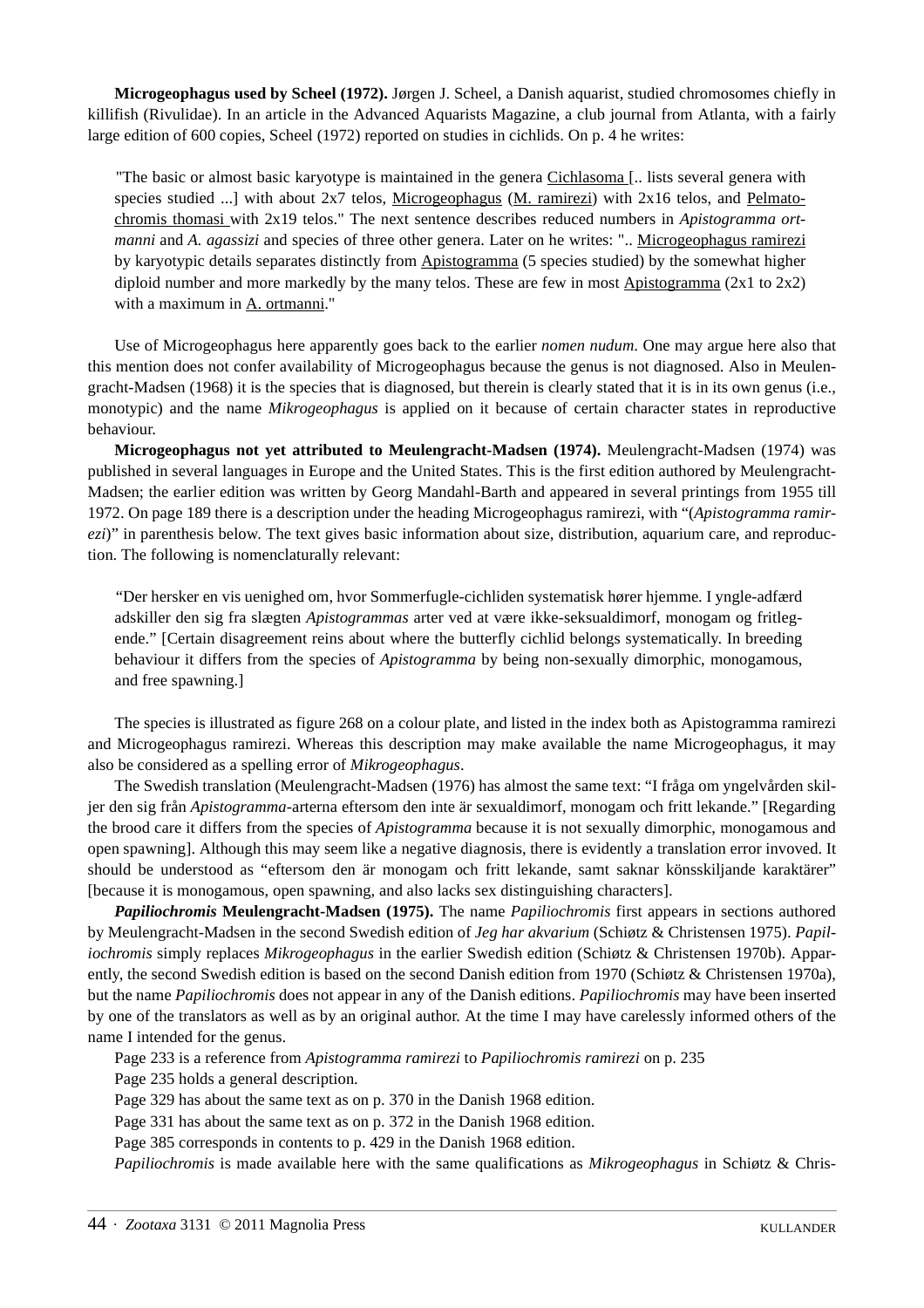**Microgeophagus used by Scheel (1972).** Jørgen J. Scheel, a Danish aquarist, studied chromosomes chiefly in killifish (Rivulidae). In an article in the Advanced Aquarists Magazine, a club journal from Atlanta, with a fairly large edition of 600 copies, Scheel (1972) reported on studies in cichlids. On p. 4 he writes:

> "The basic or almost basic karyotype is maintained in the genera Cichlasoma [.. lists several genera with species studied ...] with about 2x7 telos, Microgeophagus (M. ramirezi) with 2x16 telos, and Pelmatochromis thomasi with 2x19 telos." The next sentence describes reduced numbers in *Apistogramma ortmanni* and *A. agassizi* and species of three other genera. Later on he writes: ".. Microgeophagus ramirezi by karyotypic details separates distinctly from Apistogramma (5 species studied) by the somewhat higher diploid number and more markedly by the many telos. These are few in most Apistogramma (2x1 to 2x2) with a maximum in A. ortmanni."

Use of Microgeophagus here apparently goes back to the earlier *nomen nudum*. One may argue here also that this mention does not confer availability of Microgeophagus because the genus is not diagnosed. Also in Meulengracht-Madsen (1968) it is the species that is diagnosed, but therein is clearly stated that it is in its own genus (i.e., monotypic) and the name *Mikrogeophagus* is applied on it because of certain character states in reproductive behaviour.

**Microgeophagus not yet attributed to Meulengracht-Madsen (1974).** Meulengracht-Madsen (1974) was published in several languages in Europe and the United States. This is the first edition authored by Meulengracht-Madsen; the earlier edition was written by Georg Mandahl-Barth and appeared in several printings from 1955 till 1972. On page 189 there is a description under the heading Microgeophagus ramirezi, with "(*Apistogramma ramirezi*)" in parenthesis below. The text gives basic information about size, distribution, aquarium care, and reproduction. The following is nomenclaturally relevant:

> "Der hersker en vis uenighed om, hvor Sommerfugle-cichliden systematisk hører hjemme. I yngle-adfærd adskiller den sig fra slægten *Apistogrammas* arter ved at være ikke-seksualdimorf, monogam og fritlegende." [Certain disagreement reins about where the butterfly cichlid belongs systematically. In breeding behaviour it differs from the species of *Apistogramma* by being non-sexually dimorphic, monogamous, and free spawning.]

The species is illustrated as figure 268 on a colour plate, and listed in the index both as Apistogramma ramirezi and Microgeophagus ramirezi. Whereas this description may make available the name Microgeophagus, it may also be considered as a spelling error of *Mikrogeophagus*.

The Swedish translation (Meulengracht-Madsen (1976) has almost the same text: "I fråga om yngelvården skiljer den sig från *Apistogramma*-arterna eftersom den inte är sexualdimorf, monogam och fritt lekande." [Regarding the brood care it differs from the species of *Apistogramma* because it is not sexually dimorphic, monogamous and open spawning]. Although this may seem like a negative diagnosis, there is evidently a translation error invoved. It should be understood as "eftersom den är monogam och fritt lekande, samt saknar könsskiljande karaktärer" [because it is monogamous, open spawning, and also lacks sex distinguishing characters].

***Papiliochromis*** **Meulengracht-Madsen (1975).** The name *Papiliochromis* first appears in sections authored by Meulengracht-Madsen in the second Swedish edition of *Jeg har akvarium* (Schiøtz & Christensen 1975). *Papiliochromis* simply replaces *Mikrogeophagus* in the earlier Swedish edition (Schiøtz & Christensen 1970b). Apparently, the second Swedish edition is based on the second Danish edition from 1970 (Schiøtz & Christensen 1970a), but the name *Papiliochromis* does not appear in any of the Danish editions. *Papiliochromis* may have been inserted by one of the translators as well as by an original author. At the time I may have carelessly informed others of the name I intended for the genus.

Page 233 is a reference from *Apistogramma ramirezi* to *Papiliochromis ramirezi* on p. 235

Page 235 holds a general description.

Page 329 has about the same text as on p. 370 in the Danish 1968 edition.

Page 331 has about the same text as on p. 372 in the Danish 1968 edition.

Page 385 corresponds in contents to p. 429 in the Danish 1968 edition.

*Papiliochromis* is made available here with the same qualifications as *Mikrogeophagus* in Schiøtz & Chris-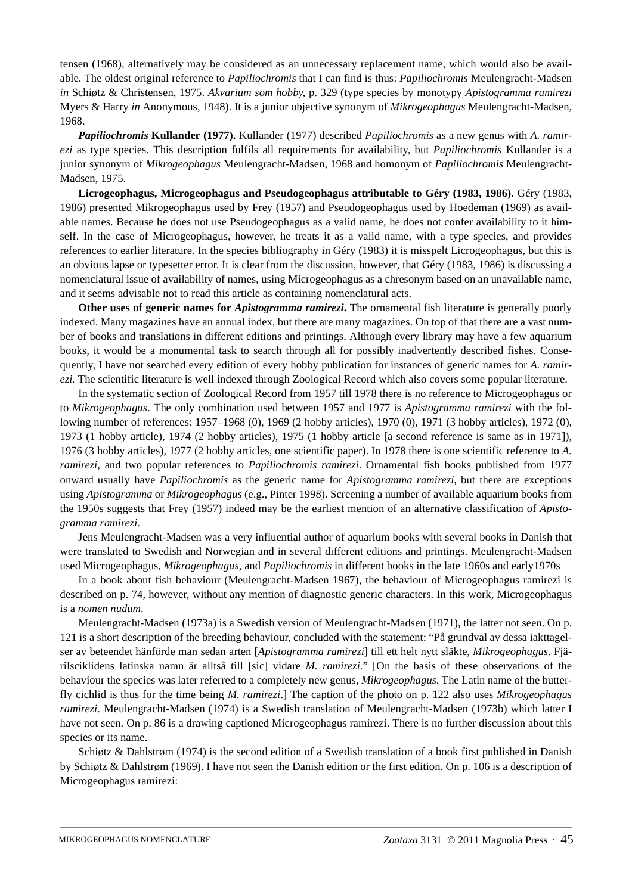tensen (1968), alternatively may be considered as an unnecessary replacement name, which would also be available. The oldest original reference to *Papiliochromis* that I can find is thus: *Papiliochromis* Meulengracht-Madsen *in* Schiøtz & Christensen, 1975. *Akvarium som hobby*, p. 329 (type species by monotypy *Apistogramma ramirezi* Myers & Harry *in* Anonymous, 1948). It is a junior objective synonym of *Mikrogeophagus* Meulengracht-Madsen, 1968.

***Papiliochromis* Kullander (1977).** Kullander (1977) described *Papiliochromis* as a new genus with *A. ramirezi* as type species. This description fulfils all requirements for availability, but *Papiliochromis* Kullander is a junior synonym of *Mikrogeophagus* Meulengracht-Madsen, 1968 and homonym of *Papiliochromis* Meulengracht-Madsen, 1975.

**Licrogeophagus, Microgeophagus and Pseudogeophagus attributable to Géry (1983, 1986).** Géry (1983, 1986) presented Mikrogeophagus used by Frey (1957) and Pseudogeophagus used by Hoedeman (1969) as available names. Because he does not use Pseudogeophagus as a valid name, he does not confer availability to it himself. In the case of Microgeophagus, however, he treats it as a valid name, with a type species, and provides references to earlier literature. In the species bibliography in Géry (1983) it is misspelt Licrogeophagus, but this is an obvious lapse or typesetter error. It is clear from the discussion, however, that Géry (1983, 1986) is discussing a nomenclatural issue of availability of names, using Microgeophagus as a chresonym based on an unavailable name, and it seems advisable not to read this article as containing nomenclatural acts.

**Other uses of generic names for *Apistogramma ramirezi*.** The ornamental fish literature is generally poorly indexed. Many magazines have an annual index, but there are many magazines. On top of that there are a vast number of books and translations in different editions and printings. Although every library may have a few aquarium books, it would be a monumental task to search through all for possibly inadvertently described fishes. Consequently, I have not searched every edition of every hobby publication for instances of generic names for *A. ramirezi.* The scientific literature is well indexed through Zoological Record which also covers some popular literature.

In the systematic section of Zoological Record from 1957 till 1978 there is no reference to Microgeophagus or to *Mikrogeophagus*. The only combination used between 1957 and 1977 is *Apistogramma ramirezi* with the following number of references: 1957–1968 (0), 1969 (2 hobby articles), 1970 (0), 1971 (3 hobby articles), 1972 (0), 1973 (1 hobby article), 1974 (2 hobby articles), 1975 (1 hobby article [a second reference is same as in 1971]), 1976 (3 hobby articles), 1977 (2 hobby articles, one scientific paper). In 1978 there is one scientific reference to *A. ramirezi*, and two popular references to *Papiliochromis ramirezi*. Ornamental fish books published from 1977 onward usually have *Papiliochromis* as the generic name for *Apistogramma ramirezi*, but there are exceptions using *Apistogramma* or *Mikrogeophagus* (e.g., Pinter 1998). Screening a number of available aquarium books from the 1950s suggests that Frey (1957) indeed may be the earliest mention of an alternative classification of *Apistogramma ramirezi*.

Jens Meulengracht-Madsen was a very influential author of aquarium books with several books in Danish that were translated to Swedish and Norwegian and in several different editions and printings. Meulengracht-Madsen used Microgeophagus, *Mikrogeophagus*, and *Papiliochromis* in different books in the late 1960s and early1970s

In a book about fish behaviour (Meulengracht-Madsen 1967), the behaviour of Microgeophagus ramirezi is described on p. 74, however, without any mention of diagnostic generic characters. In this work, Microgeophagus is a *nomen nudum*.

Meulengracht-Madsen (1973a) is a Swedish version of Meulengracht-Madsen (1971), the latter not seen. On p. 121 is a short description of the breeding behaviour, concluded with the statement: "På grundval av dessa iakttagelser av beteendet hänförde man sedan arten [*Apistogramma ramirezi*] till ett helt nytt släkte, *Mikrogeophagus*. Fjärilsciklidens latinska namn är alltså till [sic] vidare *M. ramirezi*." [On the basis of these observations of the behaviour the species was later referred to a completely new genus, *Mikrogeophagus.* The Latin name of the butterfly cichlid is thus for the time being *M. ramirezi*.] The caption of the photo on p. 122 also uses *Mikrogeophagus ramirezi*. Meulengracht-Madsen (1974) is a Swedish translation of Meulengracht-Madsen (1973b) which latter I have not seen. On p. 86 is a drawing captioned Microgeophagus ramirezi. There is no further discussion about this species or its name.

Schiøtz & Dahlstrøm (1974) is the second edition of a Swedish translation of a book first published in Danish by Schiøtz & Dahlstrøm (1969). I have not seen the Danish edition or the first edition. On p. 106 is a description of Microgeophagus ramirezi: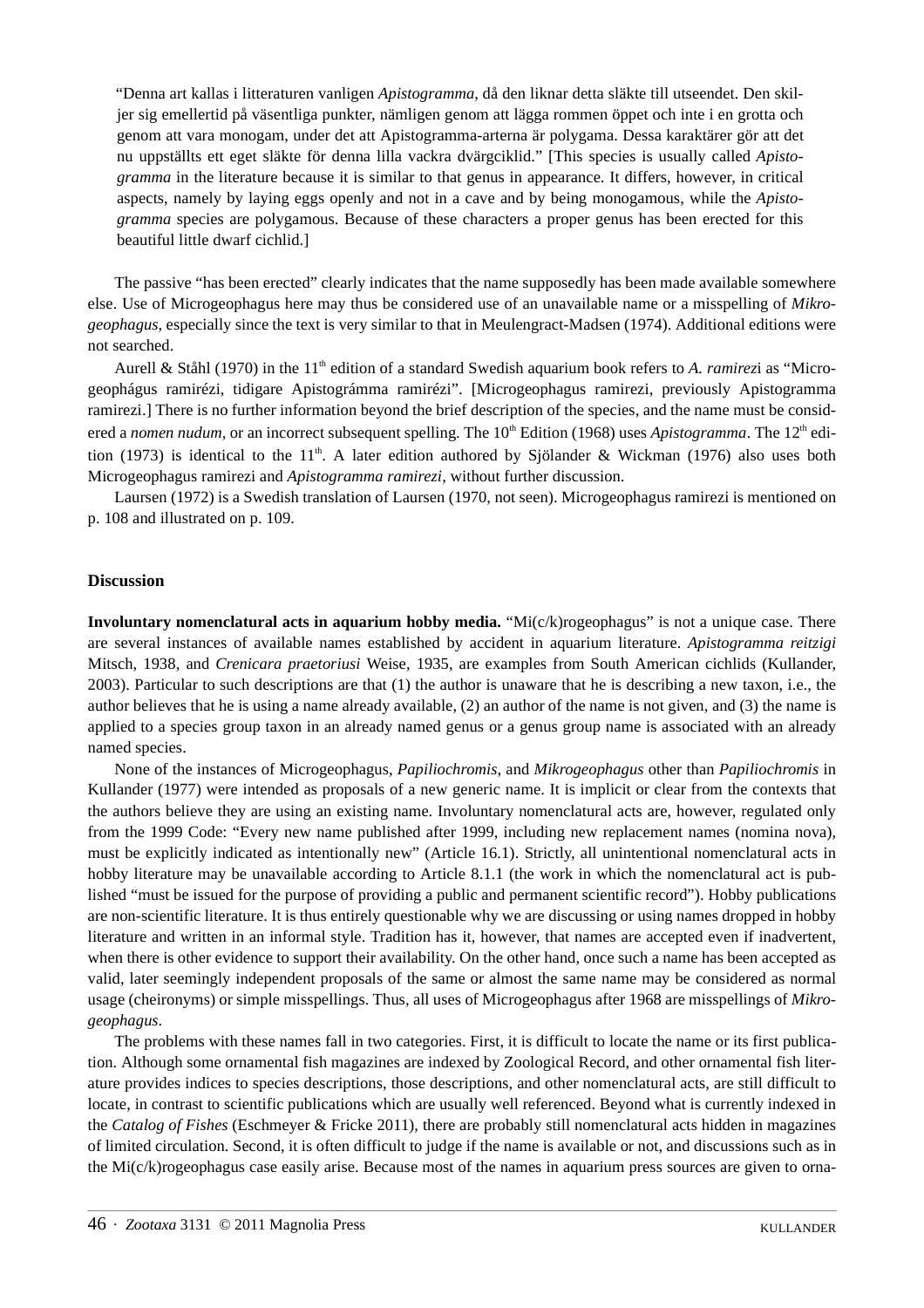"Denna art kallas i litteraturen vanligen *Apistogramma*, då den liknar detta släkte till utseendet. Den skiljer sig emellertid på väsentliga punkter, nämligen genom att lägga rommen öppet och inte i en grotta och genom att vara monogam, under det att Apistogramma-arterna är polygama. Dessa karaktärer gör att det nu uppställts ett eget släkte för denna lilla vackra dvärgciklid." [This species is usually called *Apistogramma* in the literature because it is similar to that genus in appearance. It differs, however, in critical aspects, namely by laying eggs openly and not in a cave and by being monogamous, while the *Apistogramma* species are polygamous. Because of these characters a proper genus has been erected for this beautiful little dwarf cichlid.]

The passive "has been erected" clearly indicates that the name supposedly has been made available somewhere else. Use of Microgeophagus here may thus be considered use of an unavailable name or a misspelling of *Mikrogeophagus*, especially since the text is very similar to that in Meulengracht-Madsen (1974). Additional editions were not searched.

Aurell & Ståhl (1970) in the 11th edition of a standard Swedish aquarium book refers to *A. ramirezi* as "Microgeophágus ramirézi, tidigare Apistográmma ramirézi". [Microgeophagus ramirezi, previously Apistogramma ramirezi.] There is no further information beyond the brief description of the species, and the name must be considered a *nomen nudum*, or an incorrect subsequent spelling. The 10th Edition (1968) uses *Apistogramma*. The 12th edition (1973) is identical to the 11th. A later edition authored by Sjölander & Wickman (1976) also uses both Microgeophagus ramirezi and *Apistogramma ramirezi*, without further discussion.

Laursen (1972) is a Swedish translation of Laursen (1970, not seen). Microgeophagus ramirezi is mentioned on p. 108 and illustrated on p. 109.

## Discussion

**Involuntary nomenclatural acts in aquarium hobby media.** "Mi(c/k)rogeophagus" is not a unique case. There are several instances of available names established by accident in aquarium literature. *Apistogramma reitzigi* Mitsch, 1938, and *Crenicara praetoriusi* Weise, 1935, are examples from South American cichlids (Kullander, 2003). Particular to such descriptions are that (1) the author is unaware that he is describing a new taxon, i.e., the author believes that he is using a name already available, (2) an author of the name is not given, and (3) the name is applied to a species group taxon in an already named genus or a genus group name is associated with an already named species.

None of the instances of Microgeophagus, *Papiliochromis*, and *Mikrogeophagus* other than *Papiliochromis* in Kullander (1977) were intended as proposals of a new generic name. It is implicit or clear from the contexts that the authors believe they are using an existing name. Involuntary nomenclatural acts are, however, regulated only from the 1999 Code: "Every new name published after 1999, including new replacement names (nomina nova), must be explicitly indicated as intentionally new" (Article 16.1). Strictly, all unintentional nomenclatural acts in hobby literature may be unavailable according to Article 8.1.1 (the work in which the nomenclatural act is published "must be issued for the purpose of providing a public and permanent scientific record"). Hobby publications are non-scientific literature. It is thus entirely questionable why we are discussing or using names dropped in hobby literature and written in an informal style. Tradition has it, however, that names are accepted even if inadvertent, when there is other evidence to support their availability. On the other hand, once such a name has been accepted as valid, later seemingly independent proposals of the same or almost the same name may be considered as normal usage (cheironyms) or simple misspellings. Thus, all uses of Microgeophagus after 1968 are misspellings of *Mikrogeophagus*.

The problems with these names fall in two categories. First, it is difficult to locate the name or its first publication. Although some ornamental fish magazines are indexed by Zoological Record, and other ornamental fish literature provides indices to species descriptions, those descriptions, and other nomenclatural acts, are still difficult to locate, in contrast to scientific publications which are usually well referenced. Beyond what is currently indexed in the *Catalog of Fishes* (Eschmeyer & Fricke 2011), there are probably still nomenclatural acts hidden in magazines of limited circulation. Second, it is often difficult to judge if the name is available or not, and discussions such as in the Mi(c/k)rogeophagus case easily arise. Because most of the names in aquarium press sources are given to orna-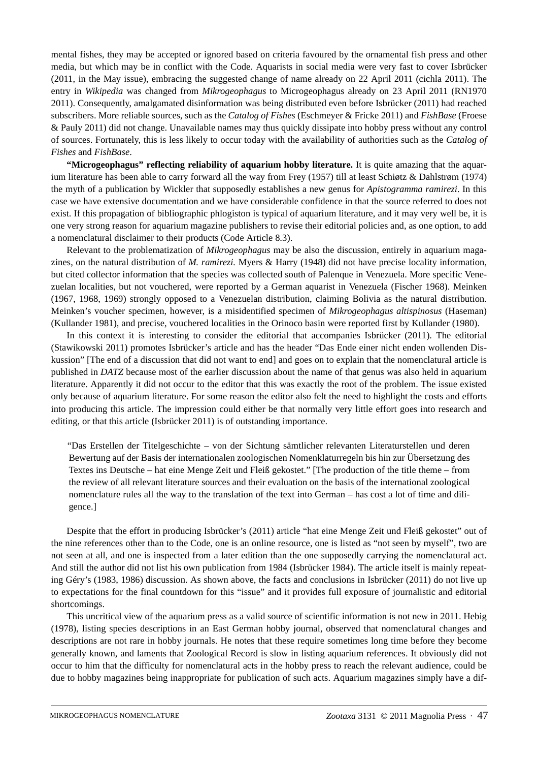mental fishes, they may be accepted or ignored based on criteria favoured by the ornamental fish press and other media, but which may be in conflict with the Code. Aquarists in social media were very fast to cover Isbrücker (2011, in the May issue), embracing the suggested change of name already on 22 April 2011 (cichla 2011). The entry in *Wikipedia* was changed from *Mikrogeophagus* to Microgeophagus already on 23 April 2011 (RN1970 2011). Consequently, amalgamated disinformation was being distributed even before Isbrücker (2011) had reached subscribers. More reliable sources, such as the *Catalog of Fishes* (Eschmeyer & Fricke 2011) and *FishBase* (Froese & Pauly 2011) did not change. Unavailable names may thus quickly dissipate into hobby press without any control of sources. Fortunately, this is less likely to occur today with the availability of authorities such as the *Catalog of Fishes* and *FishBase*.

**"Microgeophagus" reflecting reliability of aquarium hobby literature.** It is quite amazing that the aquarium literature has been able to carry forward all the way from Frey (1957) till at least Schiøtz & Dahlstrøm (1974) the myth of a publication by Wickler that supposedly establishes a new genus for *Apistogramma ramirezi*. In this case we have extensive documentation and we have considerable confidence in that the source referred to does not exist. If this propagation of bibliographic phlogiston is typical of aquarium literature, and it may very well be, it is one very strong reason for aquarium magazine publishers to revise their editorial policies and, as one option, to add a nomenclatural disclaimer to their products (Code Article 8.3).

Relevant to the problematization of *Mikrogeophagus* may be also the discussion, entirely in aquarium magazines, on the natural distribution of *M. ramirezi*. Myers & Harry (1948) did not have precise locality information, but cited collector information that the species was collected south of Palenque in Venezuela. More specific Venezuelan localities, but not vouchered, were reported by a German aquarist in Venezuela (Fischer 1968). Meinken (1967, 1968, 1969) strongly opposed to a Venezuelan distribution, claiming Bolivia as the natural distribution. Meinken's voucher specimen, however, is a misidentified specimen of *Mikrogeophagus altispinosus* (Haseman) (Kullander 1981), and precise, vouchered localities in the Orinoco basin were reported first by Kullander (1980).

In this context it is interesting to consider the editorial that accompanies Isbrücker (2011). The editorial (Stawikowski 2011) promotes Isbrücker's article and has the header "Das Ende einer nicht enden wollenden Diskussion" [The end of a discussion that did not want to end] and goes on to explain that the nomenclatural article is published in *DATZ* because most of the earlier discussion about the name of that genus was also held in aquarium literature. Apparently it did not occur to the editor that this was exactly the root of the problem. The issue existed only because of aquarium literature. For some reason the editor also felt the need to highlight the costs and efforts into producing this article. The impression could either be that normally very little effort goes into research and editing, or that this article (Isbrücker 2011) is of outstanding importance.

> "Das Erstellen der Titelgeschichte – von der Sichtung sämtlicher relevanten Literaturstellen und deren Bewertung auf der Basis der internationalen zoologischen Nomenklaturregeln bis hin zur Übersetzung des Textes ins Deutsche – hat eine Menge Zeit und Fleiß gekostet." [The production of the title theme – from the review of all relevant literature sources and their evaluation on the basis of the international zoological nomenclature rules all the way to the translation of the text into German – has cost a lot of time and diligence.]

Despite that the effort in producing Isbrücker's (2011) article "hat eine Menge Zeit und Fleiß gekostet" out of the nine references other than to the Code, one is an online resource, one is listed as "not seen by myself", two are not seen at all, and one is inspected from a later edition than the one supposedly carrying the nomenclatural act. And still the author did not list his own publication from 1984 (Isbrücker 1984). The article itself is mainly repeating Géry's (1983, 1986) discussion. As shown above, the facts and conclusions in Isbrücker (2011) do not live up to expectations for the final countdown for this "issue" and it provides full exposure of journalistic and editorial shortcomings.

This uncritical view of the aquarium press as a valid source of scientific information is not new in 2011. Hebig (1978), listing species descriptions in an East German hobby journal, observed that nomenclatural changes and descriptions are not rare in hobby journals. He notes that these require sometimes long time before they become generally known, and laments that Zoological Record is slow in listing aquarium references. It obviously did not occur to him that the difficulty for nomenclatural acts in the hobby press to reach the relevant audience, could be due to hobby magazines being inappropriate for publication of such acts. Aquarium magazines simply have a dif-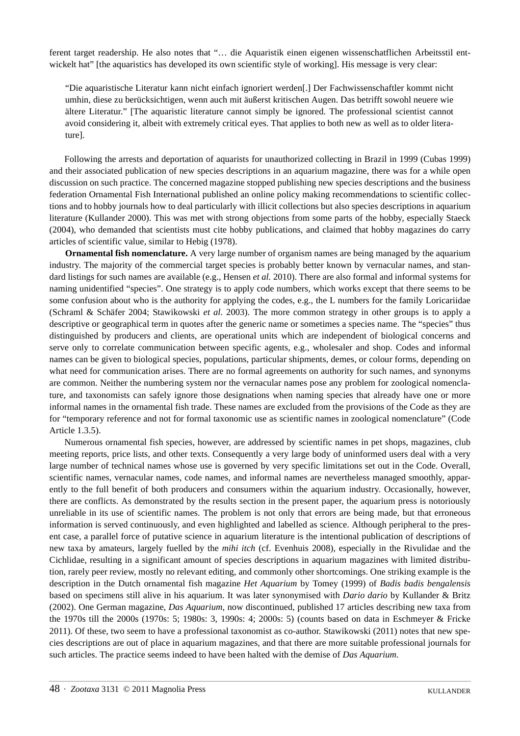ferent target readership. He also notes that "… die Aquaristik einen eigenen wissenschaftlichen Arbeitsstil entwickelt hat" [the aquaristics has developed its own scientific style of working]. His message is very clear:

> "Die aquaristische Literatur kann nicht einfach ignoriert werden[.] Der Fachwissenschaftler kommt nicht umhin, diese zu berücksichtigen, wenn auch mit äußerst kritischen Augen. Das betrifft sowohl neuere wie ältere Literatur." [The aquaristic literature cannot simply be ignored. The professional scientist cannot avoid considering it, albeit with extremely critical eyes. That applies to both new as well as to older literature].

Following the arrests and deportation of aquarists for unauthorized collecting in Brazil in 1999 (Cubas 1999) and their associated publication of new species descriptions in an aquarium magazine, there was for a while open discussion on such practice. The concerned magazine stopped publishing new species descriptions and the business federation Ornamental Fish International published an online policy making recommendations to scientific collections and to hobby journals how to deal particularly with illicit collections but also species descriptions in aquarium literature (Kullander 2000). This was met with strong objections from some parts of the hobby, especially Staeck (2004), who demanded that scientists must cite hobby publications, and claimed that hobby magazines do carry articles of scientific value, similar to Hebig (1978).

**Ornamental fish nomenclature.** A very large number of organism names are being managed by the aquarium industry. The majority of the commercial target species is probably better known by vernacular names, and standard listings for such names are available (e.g., Hensen *et al.* 2010). There are also formal and informal systems for naming unidentified "species". One strategy is to apply code numbers, which works except that there seems to be some confusion about who is the authority for applying the codes, e.g., the L numbers for the family Loricariidae (Schraml & Schäfer 2004; Stawikowski *et al.* 2003). The more common strategy in other groups is to apply a descriptive or geographical term in quotes after the generic name or sometimes a species name. The "species" thus distinguished by producers and clients, are operational units which are independent of biological concerns and serve only to correlate communication between specific agents, e.g., wholesaler and shop. Codes and informal names can be given to biological species, populations, particular shipments, demes, or colour forms, depending on what need for communication arises. There are no formal agreements on authority for such names, and synonyms are common. Neither the numbering system nor the vernacular names pose any problem for zoological nomenclature, and taxonomists can safely ignore those designations when naming species that already have one or more informal names in the ornamental fish trade. These names are excluded from the provisions of the Code as they are for "temporary reference and not for formal taxonomic use as scientific names in zoological nomenclature" (Code Article 1.3.5).

Numerous ornamental fish species, however, are addressed by scientific names in pet shops, magazines, club meeting reports, price lists, and other texts. Consequently a very large body of uninformed users deal with a very large number of technical names whose use is governed by very specific limitations set out in the Code. Overall, scientific names, vernacular names, code names, and informal names are nevertheless managed smoothly, apparently to the full benefit of both producers and consumers within the aquarium industry. Occasionally, however, there are conflicts. As demonstrated by the results section in the present paper, the aquarium press is notoriously unreliable in its use of scientific names. The problem is not only that errors are being made, but that erroneous information is served continuously, and even highlighted and labelled as science. Although peripheral to the present case, a parallel force of putative science in aquarium literature is the intentional publication of descriptions of new taxa by amateurs, largely fuelled by the *mihi itch* (cf. Evenhuis 2008), especially in the Rivulidae and the Cichlidae, resulting in a significant amount of species descriptions in aquarium magazines with limited distribution, rarely peer review, mostly no relevant editing, and commonly other shortcomings. One striking example is the description in the Dutch ornamental fish magazine *Het Aquarium* by Tomey (1999) of *Badis badis bengalensis* based on specimens still alive in his aquarium. It was later synonymised with *Dario dario* by Kullander & Britz (2002). One German magazine, *Das Aquarium*, now discontinued, published 17 articles describing new taxa from the 1970s till the 2000s (1970s: 5; 1980s: 3, 1990s: 4; 2000s: 5) (counts based on data in Eschmeyer & Fricke 2011). Of these, two seem to have a professional taxonomist as co-author. Stawikowski (2011) notes that new species descriptions are out of place in aquarium magazines, and that there are more suitable professional journals for such articles. The practice seems indeed to have been halted with the demise of *Das Aquarium*.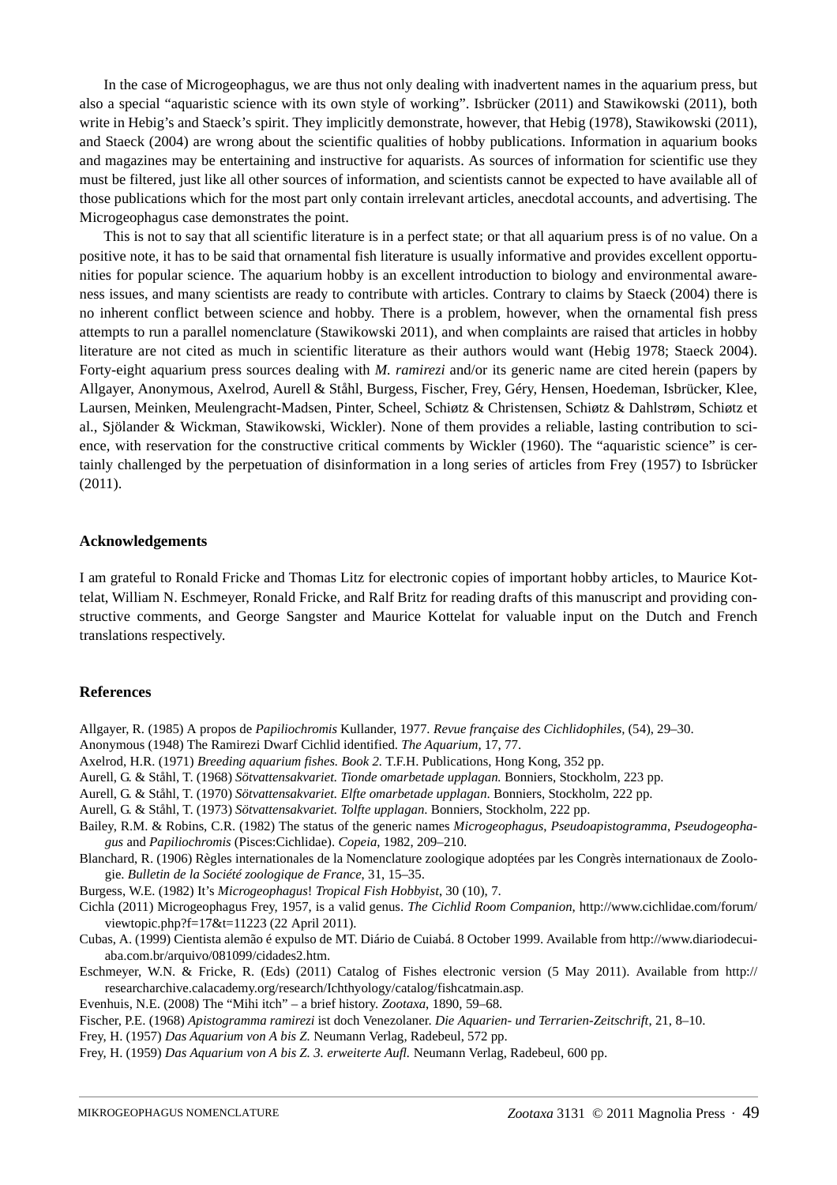In the case of Microgeophagus, we are thus not only dealing with inadvertent names in the aquarium press, but also a special "aquaristic science with its own style of working". Isbrücker (2011) and Stawikowski (2011), both write in Hebig's and Staeck's spirit. They implicitly demonstrate, however, that Hebig (1978), Stawikowski (2011), and Staeck (2004) are wrong about the scientific qualities of hobby publications. Information in aquarium books and magazines may be entertaining and instructive for aquarists. As sources of information for scientific use they must be filtered, just like all other sources of information, and scientists cannot be expected to have available all of those publications which for the most part only contain irrelevant articles, anecdotal accounts, and advertising. The Microgeophagus case demonstrates the point.

This is not to say that all scientific literature is in a perfect state; or that all aquarium press is of no value. On a positive note, it has to be said that ornamental fish literature is usually informative and provides excellent opportunities for popular science. The aquarium hobby is an excellent introduction to biology and environmental awareness issues, and many scientists are ready to contribute with articles. Contrary to claims by Staeck (2004) there is no inherent conflict between science and hobby. There is a problem, however, when the ornamental fish press attempts to run a parallel nomenclature (Stawikowski 2011), and when complaints are raised that articles in hobby literature are not cited as much in scientific literature as their authors would want (Hebig 1978; Staeck 2004). Forty-eight aquarium press sources dealing with *M. ramirezi* and/or its generic name are cited herein (papers by Allgayer, Anonymous, Axelrod, Aurell & Ståhl, Burgess, Fischer, Frey, Géry, Hensen, Hoedeman, Isbrücker, Klee, Laursen, Meinken, Meulengracht-Madsen, Pinter, Scheel, Schiøtz & Christensen, Schiøtz & Dahlstrøm, Schiøtz et al., Sjölander & Wickman, Stawikowski, Wickler). None of them provides a reliable, lasting contribution to science, with reservation for the constructive critical comments by Wickler (1960). The "aquaristic science" is certainly challenged by the perpetuation of disinformation in a long series of articles from Frey (1957) to Isbrücker (2011).

## Acknowledgements

I am grateful to Ronald Fricke and Thomas Litz for electronic copies of important hobby articles, to Maurice Kottelat, William N. Eschmeyer, Ronald Fricke, and Ralf Britz for reading drafts of this manuscript and providing constructive comments, and George Sangster and Maurice Kottelat for valuable input on the Dutch and French translations respectively.

## References

Allgayer, R. (1985) A propos de *Papiliochromis* Kullander, 1977. *Revue française des Cichlidophiles*, (54), 29–30.

Anonymous (1948) The Ramirezi Dwarf Cichlid identified. *The Aquarium*, 17, 77.

Axelrod, H.R. (1971) *Breeding aquarium fishes. Book 2.* T.F.H. Publications, Hong Kong, 352 pp.

Aurell, G. & Ståhl, T. (1968) *Sötvattensakvariet. Tionde omarbetade upplagan.* Bonniers, Stockholm, 223 pp.

Aurell, G. & Ståhl, T. (1970) *Sötvattensakvariet. Elfte omarbetade upplagan.* Bonniers, Stockholm, 222 pp.

Aurell, G. & Ståhl, T. (1973) *Sötvattensakvariet. Tolfte upplagan.* Bonniers, Stockholm, 222 pp.

Bailey, R.M. & Robins, C.R. (1982) The status of the generic names *Microgeophagus*, *Pseudoapistogramma*, *Pseudogeophagus* and *Papiliochromis* (Pisces:Cichlidae). *Copeia*, 1982, 209–210.

Blanchard, R. (1906) Règles internationales de la Nomenclature zoologique adoptées par les Congrès internationaux de Zoologie. *Bulletin de la Société zoologique de France*, 31, 15–35.

Burgess, W.E. (1982) It's *Microgeophagus*! *Tropical Fish Hobbyist*, 30 (10), 7.

Cichla (2011) Microgeophagus Frey, 1957, is a valid genus. *The Cichlid Room Companion*, http://www.cichlidae.com/forum/viewtopic.php?f=17&t=11223 (22 April 2011).

Cubas, A. (1999) Cientista alemão é expulso de MT. Diário de Cuiabá. 8 October 1999. Available from http://www.diariodecuiaba.com.br/arquivo/081099/cidades2.htm.

Eschmeyer, W.N. & Fricke, R. (Eds) (2011) Catalog of Fishes electronic version (5 May 2011). Available from http://researcharchive.calacademy.org/research/Ichthyology/catalog/fishcatmain.asp.

Evenhuis, N.E. (2008) The "Mihi itch" – a brief history. *Zootaxa*, 1890, 59–68.

Fischer, P.E. (1968) *Apistogramma ramirezi* ist doch Venezolaner. *Die Aquarien- und Terrarien-Zeitschrift*, 21, 8–10.

Frey, H. (1957) *Das Aquarium von A bis Z.* Neumann Verlag, Radebeul, 572 pp.

Frey, H. (1959) *Das Aquarium von A bis Z. 3. erweiterte Aufl.* Neumann Verlag, Radebeul, 600 pp.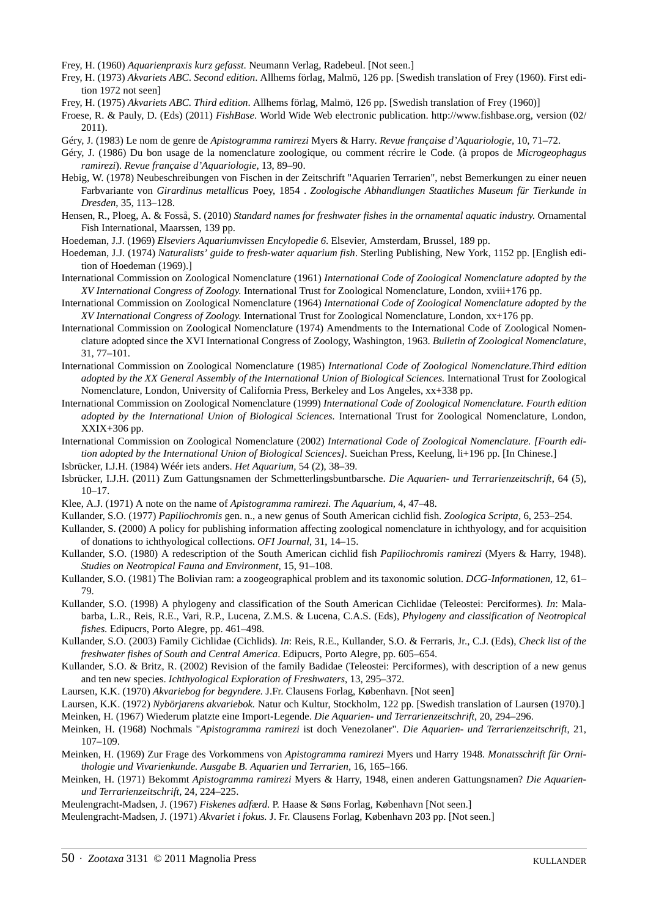Frey, H. (1960) *Aquarienpraxis kurz gefasst*. Neumann Verlag, Radebeul. [Not seen.]

Frey, H. (1973) *Akvariets ABC. Second edition*. Allhems förlag, Malmö, 126 pp. [Swedish translation of Frey (1960). First edition 1972 not seen]

Frey, H. (1975) *Akvariets ABC. Third edition*. Allhems förlag, Malmö, 126 pp. [Swedish translation of Frey (1960)]

Froese, R. & Pauly, D. (Eds) (2011) *FishBase*. World Wide Web electronic publication. http://www.fishbase.org, version (02/2011).

Géry, J. (1983) Le nom de genre de *Apistogramma ramirezi* Myers & Harry. *Revue française d'Aquariologie*, 10, 71–72.

Géry, J. (1986) Du bon usage de la nomenclature zoologique, ou comment récrire le Code. (à propos de *Microgeophagus ramirezi*). *Revue française d'Aquariologie*, 13, 89–90.

Hebig, W. (1978) Neubeschreibungen von Fischen in der Zeitschrift "Aquarien Terrarien", nebst Bemerkungen zu einer neuen Farbvariante von *Girardinus metallicus* Poey, 1854 . *Zoologische Abhandlungen Staatliches Museum für Tierkunde in Dresden*, 35, 113–128.

Hensen, R., Ploeg, A. & Fosså, S. (2010) *Standard names for freshwater fishes in the ornamental aquatic industry.* Ornamental Fish International, Maarssen, 139 pp.

Hoedeman, J.J. (1969) *Elseviers Aquariumvissen Encylopedie 6*. Elsevier, Amsterdam, Brussel, 189 pp.

Hoedeman, J.J. (1974) *Naturalists' guide to fresh-water aquarium fish*. Sterling Publishing, New York, 1152 pp. [English edition of Hoedeman (1969).]

International Commission on Zoological Nomenclature (1961) *International Code of Zoological Nomenclature adopted by the XV International Congress of Zoology.* International Trust for Zoological Nomenclature, London, xviii+176 pp.

International Commission on Zoological Nomenclature (1964) *International Code of Zoological Nomenclature adopted by the XV International Congress of Zoology.* International Trust for Zoological Nomenclature, London, xx+176 pp.

International Commission on Zoological Nomenclature (1974) Amendments to the International Code of Zoological Nomenclature adopted since the XVI International Congress of Zoology, Washington, 1963. *Bulletin of Zoological Nomenclature*, 31, 77–101.

International Commission on Zoological Nomenclature (1985) *International Code of Zoological Nomenclature.Third edition adopted by the XX General Assembly of the International Union of Biological Sciences.* International Trust for Zoological Nomenclature, London, University of California Press, Berkeley and Los Angeles, xx+338 pp.

International Commission on Zoological Nomenclature (1999) *International Code of Zoological Nomenclature. Fourth edition adopted by the International Union of Biological Sciences.* International Trust for Zoological Nomenclature, London, XXIX+306 pp.

International Commission on Zoological Nomenclature (2002) *International Code of Zoological Nomenclature. [Fourth edition adopted by the International Union of Biological Sciences]*. Sueichan Press, Keelung, li+196 pp. [In Chinese.]

Isbrücker, I.J.H. (1984) Wéér iets anders. *Het Aquarium*, 54 (2), 38–39.

Isbrücker, I.J.H. (2011) Zum Gattungsnamen der Schmetterlingsbuntbarsche. *Die Aquarien- und Terrarienzeitschrift*, 64 (5), 10–17.

Klee, A.J. (1971) A note on the name of *Apistogramma ramirezi*. *The Aquarium*, 4, 47–48.

Kullander, S.O. (1977) *Papiliochromis* gen. n., a new genus of South American cichlid fish. *Zoologica Scripta*, 6, 253–254.

Kullander, S. (2000) A policy for publishing information affecting zoological nomenclature in ichthyology, and for acquisition of donations to ichthyological collections. *OFI Journal*, 31, 14–15.

Kullander, S.O. (1980) A redescription of the South American cichlid fish *Papiliochromis ramirezi* (Myers & Harry, 1948). *Studies on Neotropical Fauna and Environment*, 15, 91–108.

Kullander, S.O. (1981) The Bolivian ram: a zoogeographical problem and its taxonomic solution. *DCG-Informationen*, 12, 61–79.

Kullander, S.O. (1998) A phylogeny and classification of the South American Cichlidae (Teleostei: Perciformes). *In*: Malabarba, L.R., Reis, R.E., Vari, R.P., Lucena, Z.M.S. & Lucena, C.A.S. (Eds), *Phylogeny and classification of Neotropical fishes.* Edipucrs, Porto Alegre, pp. 461–498.

Kullander, S.O. (2003) Family Cichlidae (Cichlids). *In*: Reis, R.E., Kullander, S.O. & Ferraris, Jr., C.J. (Eds), *Check list of the freshwater fishes of South and Central America*. Edipucrs, Porto Alegre, pp. 605–654.

Kullander, S.O. & Britz, R. (2002) Revision of the family Badidae (Teleostei: Perciformes), with description of a new genus and ten new species. *Ichthyological Exploration of Freshwaters*, 13, 295–372.

Laursen, K.K. (1970) *Akvariebog for begyndere*. J.Fr. Clausens Forlag, København. [Not seen]

Laursen, K.K. (1972) *Nybörjarens akvariebok.* Natur och Kultur, Stockholm, 122 pp. [Swedish translation of Laursen (1970).]

Meinken, H. (1967) Wiederum platzte eine Import-Legende. *Die Aquarien- und Terrarienzeitschrift*, 20, 294–296.

Meinken, H. (1968) Nochmals "*Apistogramma ramirezi* ist doch Venezolaner". *Die Aquarien- und Terrarienzeitschrift*, 21, 107–109.

Meinken, H. (1969) Zur Frage des Vorkommens von *Apistogramma ramirezi* Myers und Harry 1948. *Monatsschrift für Ornithologie und Vivarienkunde. Ausgabe B. Aquarien und Terrarien*, 16, 165–166.

Meinken, H. (1971) Bekommt *Apistogramma ramirezi* Myers & Harry, 1948, einen anderen Gattungsnamen? *Die Aquarien- und Terrarienzeitschrift*, 24, 224–225.

Meulengracht-Madsen, J. (1967) *Fiskenes adfærd.* P. Haase & Søns Forlag, København [Not seen.]

Meulengracht-Madsen, J. (1971) *Akvariet i fokus.* J. Fr. Clausens Forlag, København 203 pp. [Not seen.]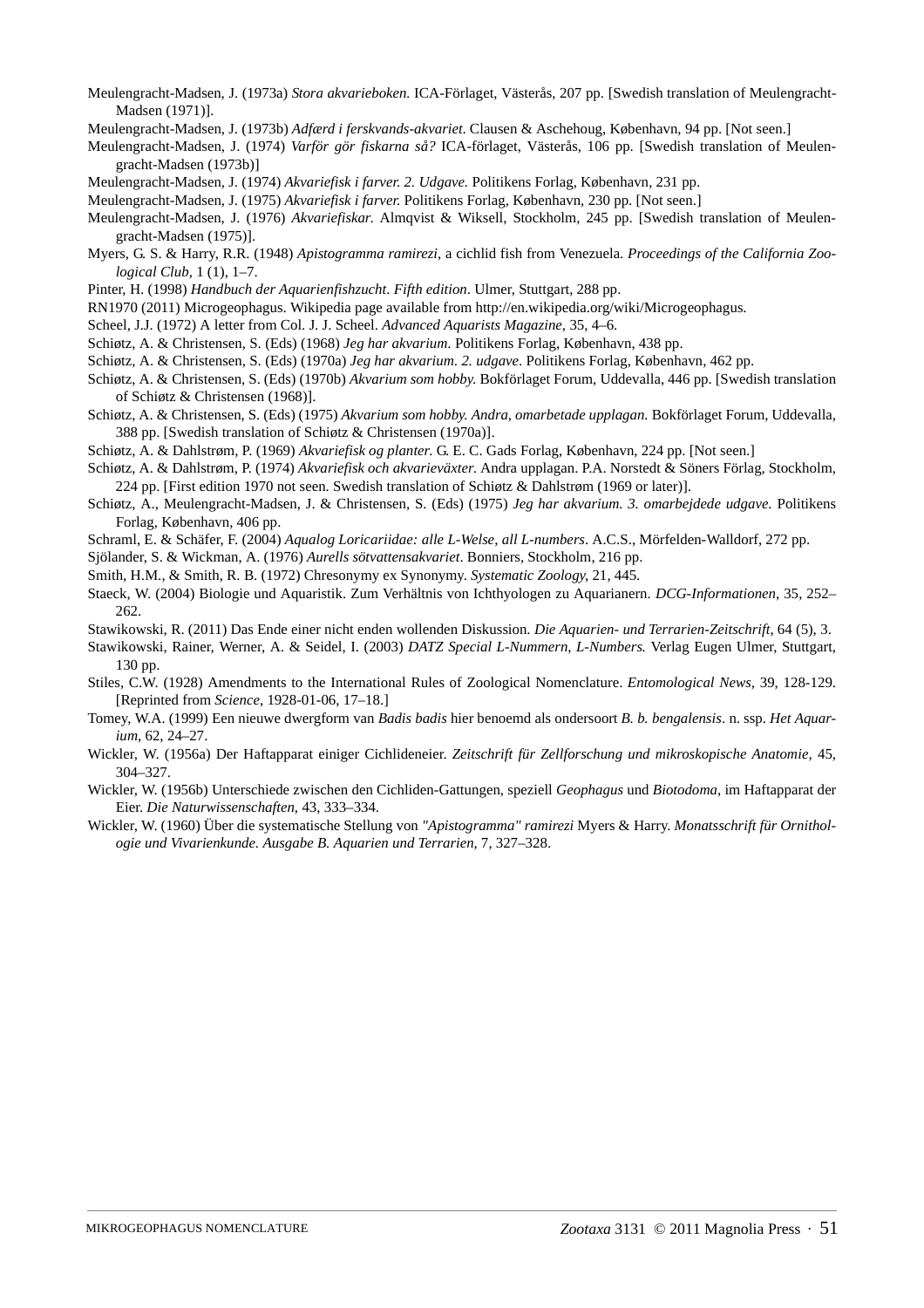Meulengracht-Madsen, J. (1973a) *Stora akvarieboken*. ICA-Förlaget, Västerås, 207 pp. [Swedish translation of Meulengracht-Madsen (1971)].

Meulengracht-Madsen, J. (1973b) *Adfærd i ferskvands-akvariet*. Clausen & Aschehoug, København, 94 pp. [Not seen.]

Meulengracht-Madsen, J. (1974) *Varför gör fiskarna så?* ICA-förlaget, Västerås, 106 pp. [Swedish translation of Meulengracht-Madsen (1973b)]

Meulengracht-Madsen, J. (1974) *Akvariefisk i farver. 2. Udgave*. Politikens Forlag, København, 231 pp.

Meulengracht-Madsen, J. (1975) *Akvariefisk i farver*. Politikens Forlag, København, 230 pp. [Not seen.]

Meulengracht-Madsen, J. (1976) *Akvariefiskar*. Almqvist & Wiksell, Stockholm, 245 pp. [Swedish translation of Meulengracht-Madsen (1975)].

Myers, G. S. & Harry, R.R. (1948) *Apistogramma ramirezi*, a cichlid fish from Venezuela. *Proceedings of the California Zoological Club*, 1 (1), 1–7.

Pinter, H. (1998) *Handbuch der Aquarienfishzucht*. *Fifth edition*. Ulmer, Stuttgart, 288 pp.

RN1970 (2011) Microgeophagus. Wikipedia page available from http://en.wikipedia.org/wiki/Microgeophagus.

Scheel, J.J. (1972) A letter from Col. J. J. Scheel. *Advanced Aquarists Magazine*, 35, 4–6.

Schiøtz, A. & Christensen, S. (Eds) (1968) *Jeg har akvarium*. Politikens Forlag, København, 438 pp.

Schiøtz, A. & Christensen, S. (Eds) (1970a) *Jeg har akvarium. 2. udgave*. Politikens Forlag, København, 462 pp.

Schiøtz, A. & Christensen, S. (Eds) (1970b) *Akvarium som hobby*. Bokförlaget Forum, Uddevalla, 446 pp. [Swedish translation of Schiøtz & Christensen (1968)].

Schiøtz, A. & Christensen, S. (Eds) (1975) *Akvarium som hobby. Andra, omarbetade upplagan*. Bokförlaget Forum, Uddevalla, 388 pp. [Swedish translation of Schiøtz & Christensen (1970a)].

Schiøtz, A. & Dahlstrøm, P. (1969) *Akvariefisk og planter*. G. E. C. Gads Forlag, København, 224 pp. [Not seen.]

Schiøtz, A. & Dahlstrøm, P. (1974) *Akvariefisk och akvarieväxter*. Andra upplagan. P.A. Norstedt & Söners Förlag, Stockholm, 224 pp. [First edition 1970 not seen. Swedish translation of Schiøtz & Dahlstrøm (1969 or later)].

Schiøtz, A., Meulengracht-Madsen, J. & Christensen, S. (Eds) (1975) *Jeg har akvarium. 3. omarbejdede udgave*. Politikens Forlag, København, 406 pp.

Schraml, E. & Schäfer, F. (2004) *Aqualog Loricariidae: alle L-Welse, all L-numbers*. A.C.S., Mörfelden-Walldorf, 272 pp.

Sjölander, S. & Wickman, A. (1976) *Aurells sötvattensakvariet*. Bonniers, Stockholm, 216 pp.

Smith, H.M., & Smith, R. B. (1972) Chresonymy ex Synonymy. *Systematic Zoology*, 21, 445.

Staeck, W. (2004) Biologie und Aquaristik. Zum Verhältnis von Ichthyologen zu Aquarianern. *DCG-Informationen*, 35, 252–262.

Stawikowski, R. (2011) Das Ende einer nicht enden wollenden Diskussion. *Die Aquarien- und Terrarien-Zeitschrift*, 64 (5), 3.

Stawikowski, Rainer, Werner, A. & Seidel, I. (2003) *DATZ Special L-Nummern, L-Numbers*. Verlag Eugen Ulmer, Stuttgart, 130 pp.

Stiles, C.W. (1928) Amendments to the International Rules of Zoological Nomenclature. *Entomological News*, 39, 128-129. [Reprinted from *Science*, 1928-01-06, 17–18.]

Tomey, W.A. (1999) Een nieuwe dwergform van *Badis badis* hier benoemd als ondersoort *B. b. bengalensis*. n. ssp. *Het Aquarium*, 62, 24–27.

Wickler, W. (1956a) Der Haftapparat einiger Cichlideneier. *Zeitschrift für Zellforschung und mikroskopische Anatomie*, 45, 304–327.

Wickler, W. (1956b) Unterschiede zwischen den Cichliden-Gattungen, speziell *Geophagus* und *Biotodoma*, im Haftapparat der Eier. *Die Naturwissenschaften*, 43, 333–334.

Wickler, W. (1960) Über die systematische Stellung von *"Apistogramma" ramirezi* Myers & Harry. *Monatsschrift für Ornithologie und Vivarienkunde. Ausgabe B. Aquarien und Terrarien*, 7, 327–328.